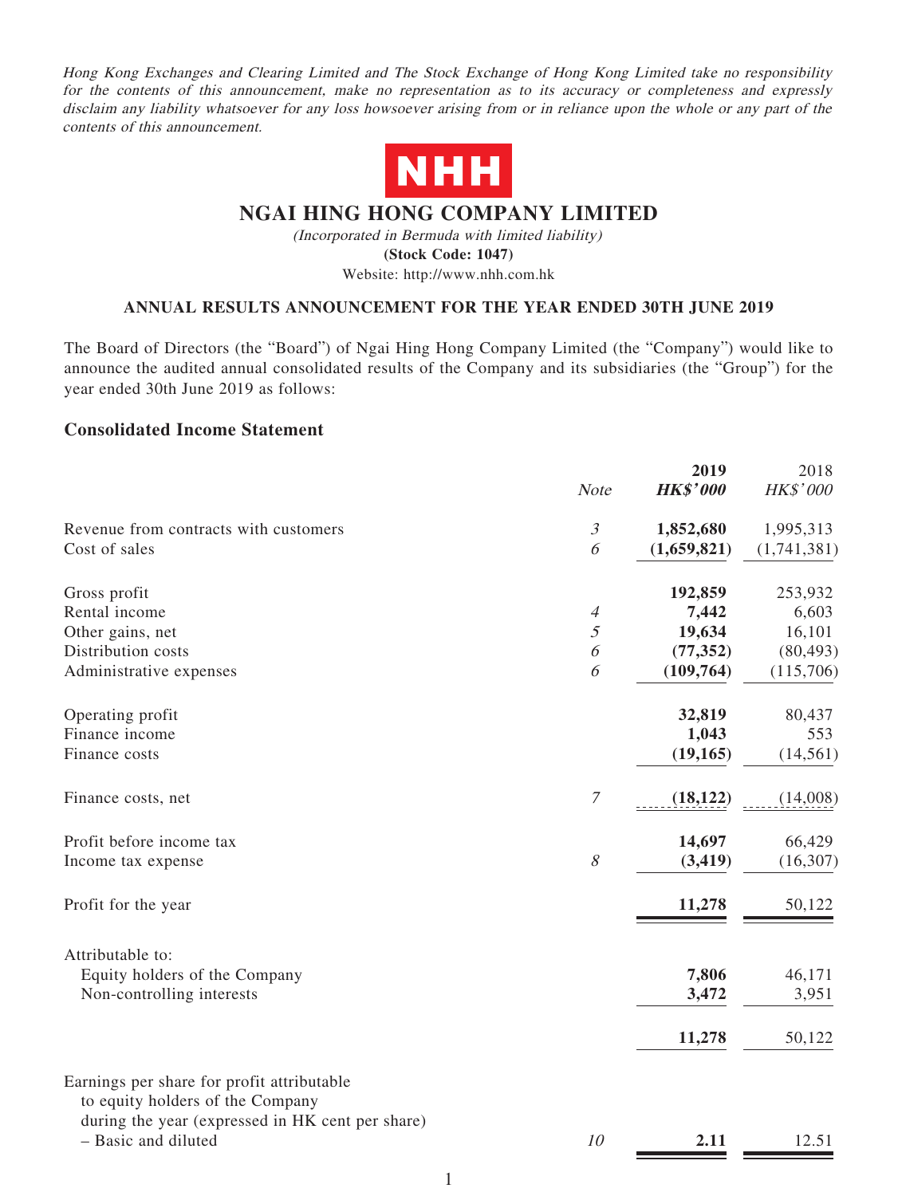*Hong Kong Exchanges and Clearing Limited and The Stock Exchange of Hong Kong Limited take no responsibility for the contents of this announcement, make no representation as to its accuracy or completeness and expressly disclaim any liability whatsoever for any loss howsoever arising from or in reliance upon the whole or any part of the contents of this announcement.*

**NHH**

# NGAI HING HONG COMPANY LIMITED

*(Incorporated in Bermuda with limited liability)*

**(Stock Code: 1047)**

Website: http://www.nhh.com.hk

## ANNUAL RESULTS ANNOUNCEMENT FOR THE YEAR ENDED 30TH JUNE 2019

The Board of Directors (the "Board") of Ngai Hing Hong Company Limited (the "Company") would like to announce the audited annual consolidated results of the Company and its subsidiaries (the "Group") for the year ended 30th June 2019 as follows:

### Consolidated Income Statement

| | *Note* | **2019** **HK$'000** | 2018 *HK$'000* |
|---|---|---|---|
| Revenue from contracts with customers | *3* | **1,852,680** | 1,995,313 |
| Cost of sales | *6* | **(1,659,821)** | (1,741,381) |
| Gross profit | | **192,859** | 253,932 |
| Rental income | *4* | **7,442** | 6,603 |
| Other gains, net | *5* | **19,634** | 16,101 |
| Distribution costs | *6* | **(77,352)** | (80,493) |
| Administrative expenses | *6* | **(109,764)** | (115,706) |
| Operating profit | | **32,819** | 80,437 |
| Finance income | | **1,043** | 553 |
| Finance costs | | **(19,165)** | (14,561) |
| Finance costs, net | *7* | **(18,122)** | (14,008) |
| Profit before income tax | | **14,697** | 66,429 |
| Income tax expense | *8* | **(3,419)** | (16,307) |
| Profit for the year | | **11,278** | 50,122 |
| Attributable to: | | | |
| Equity holders of the Company | | **7,806** | 46,171 |
| Non-controlling interests | | **3,472** | 3,951 |
| | | **11,278** | 50,122 |
| Earnings per share for profit attributable to equity holders of the Company during the year (expressed in HK cent per share) | | | |
| – Basic and diluted | *10* | **2.11** | 12.51 |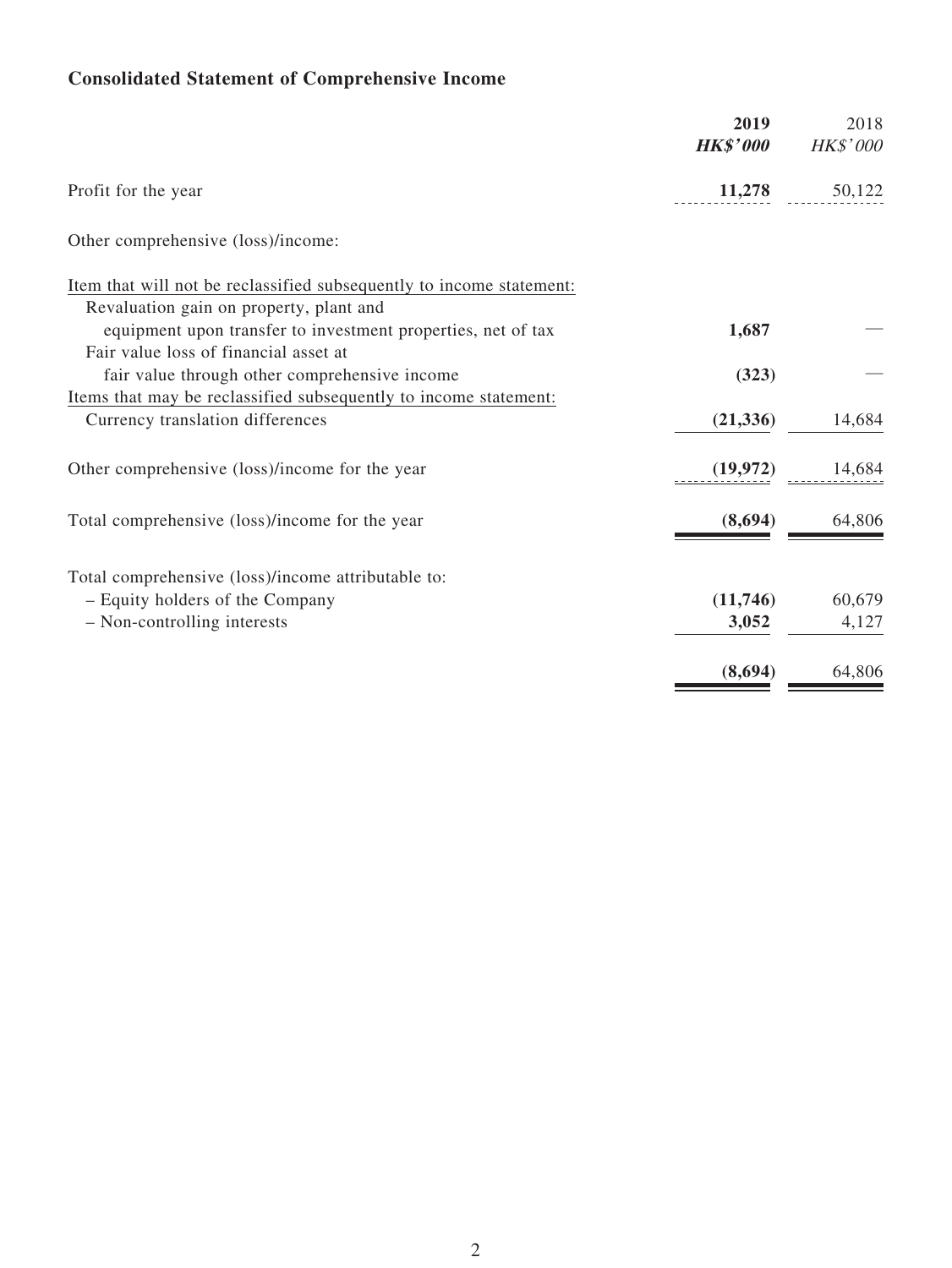## Consolidated Statement of Comprehensive Income

| | **2019** | 2018 |
|---|---|---|
| | ***HK$'000*** | *HK$'000* |
| Profit for the year | **11,278** | 50,122 |
| Other comprehensive (loss)/income: | | |
| Item that will not be reclassified subsequently to income statement: | | |
| Revaluation gain on property, plant and equipment upon transfer to investment properties, net of tax | **1,687** | — |
| Fair value loss of financial asset at fair value through other comprehensive income | **(323)** | — |
| Items that may be reclassified subsequently to income statement: | | |
| Currency translation differences | **(21,336)** | 14,684 |
| Other comprehensive (loss)/income for the year | **(19,972)** | 14,684 |
| Total comprehensive (loss)/income for the year | **(8,694)** | 64,806 |
| Total comprehensive (loss)/income attributable to: | | |
| – Equity holders of the Company | **(11,746)** | 60,679 |
| – Non-controlling interests | **3,052** | 4,127 |
| | **(8,694)** | 64,806 |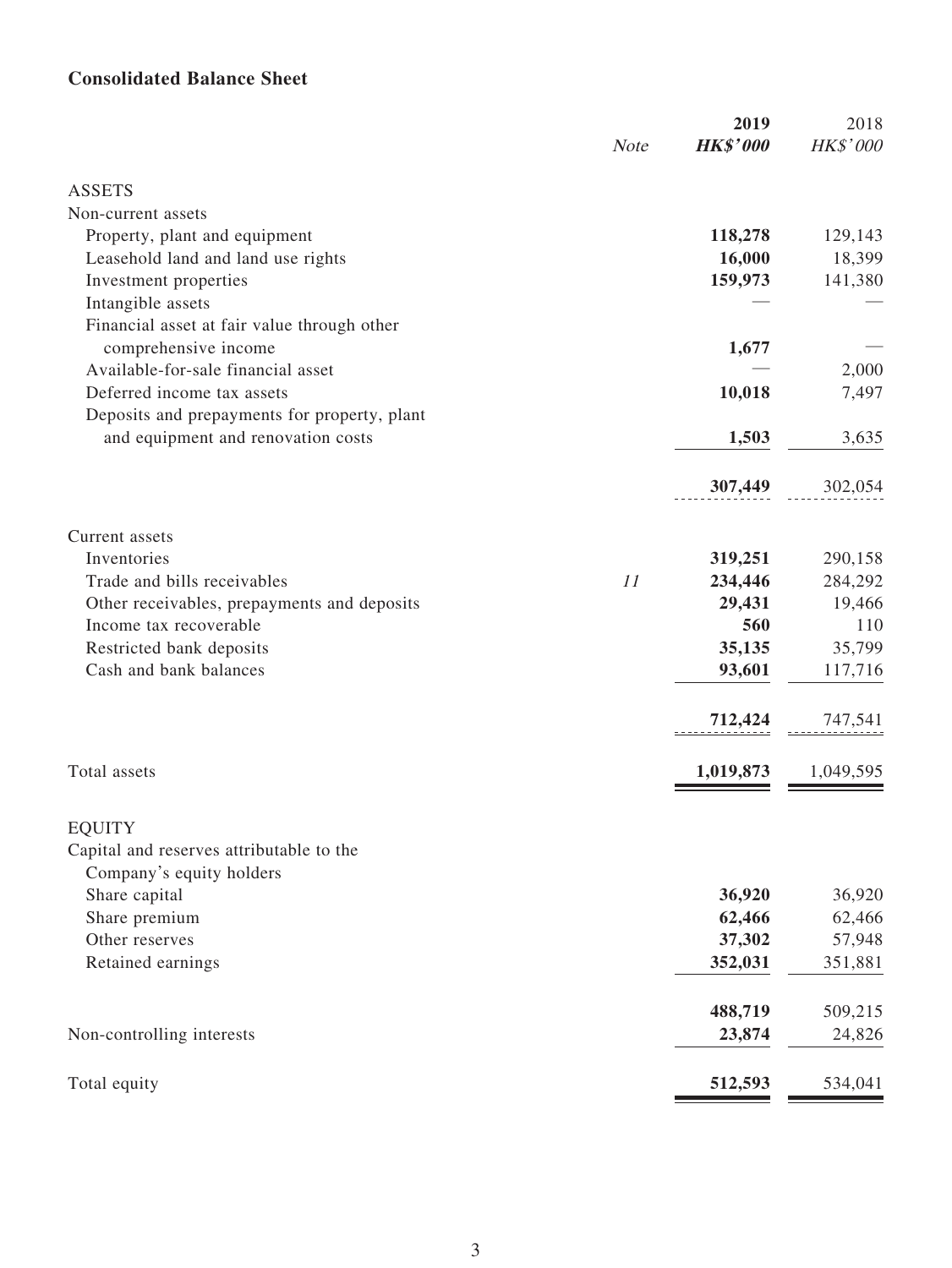**Consolidated Balance Sheet**

| | Note | 2019 HK$'000 | 2018 HK$'000 |
|---|---|---|---|
| ASSETS | | | |
| Non-current assets | | | |
| Property, plant and equipment | | **118,278** | 129,143 |
| Leasehold land and land use rights | | **16,000** | 18,399 |
| Investment properties | | **159,973** | 141,380 |
| Intangible assets | | — | — |
| Financial asset at fair value through other comprehensive income | | **1,677** | — |
| Available-for-sale financial asset | | — | 2,000 |
| Deferred income tax assets | | **10,018** | 7,497 |
| Deposits and prepayments for property, plant and equipment and renovation costs | | **1,503** | 3,635 |
| | | **307,449** | 302,054 |
| Current assets | | | |
| Inventories | | **319,251** | 290,158 |
| Trade and bills receivables | 11 | **234,446** | 284,292 |
| Other receivables, prepayments and deposits | | **29,431** | 19,466 |
| Income tax recoverable | | **560** | 110 |
| Restricted bank deposits | | **35,135** | 35,799 |
| Cash and bank balances | | **93,601** | 117,716 |
| | | **712,424** | 747,541 |
| Total assets | | **1,019,873** | 1,049,595 |
| EQUITY | | | |
| Capital and reserves attributable to the Company's equity holders | | | |
| Share capital | | **36,920** | 36,920 |
| Share premium | | **62,466** | 62,466 |
| Other reserves | | **37,302** | 57,948 |
| Retained earnings | | **352,031** | 351,881 |
| | | **488,719** | 509,215 |
| Non-controlling interests | | **23,874** | 24,826 |
| Total equity | | **512,593** | 534,041 |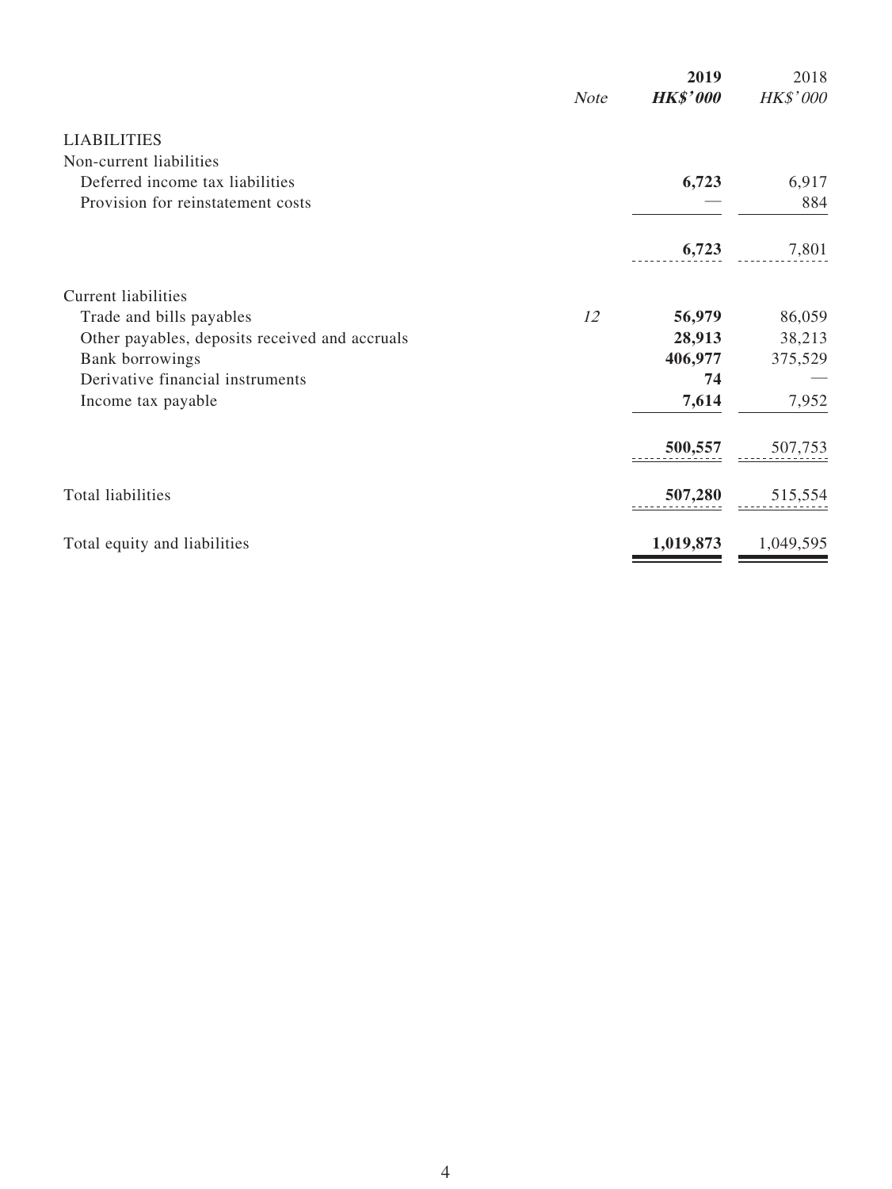| | Note | 2019 HK$'000 | 2018 HK$'000 |
|---|---|---|---|
| LIABILITIES | | | |
| Non-current liabilities | | | |
| Deferred income tax liabilities | | **6,723** | 6,917 |
| Provision for reinstatement costs | | — | 884 |
| | | **6,723** | 7,801 |
| Current liabilities | | | |
| Trade and bills payables | 12 | **56,979** | 86,059 |
| Other payables, deposits received and accruals | | **28,913** | 38,213 |
| Bank borrowings | | **406,977** | 375,529 |
| Derivative financial instruments | | **74** | — |
| Income tax payable | | **7,614** | 7,952 |
| | | **500,557** | 507,753 |
| Total liabilities | | **507,280** | 515,554 |
| Total equity and liabilities | | **1,019,873** | 1,049,595 |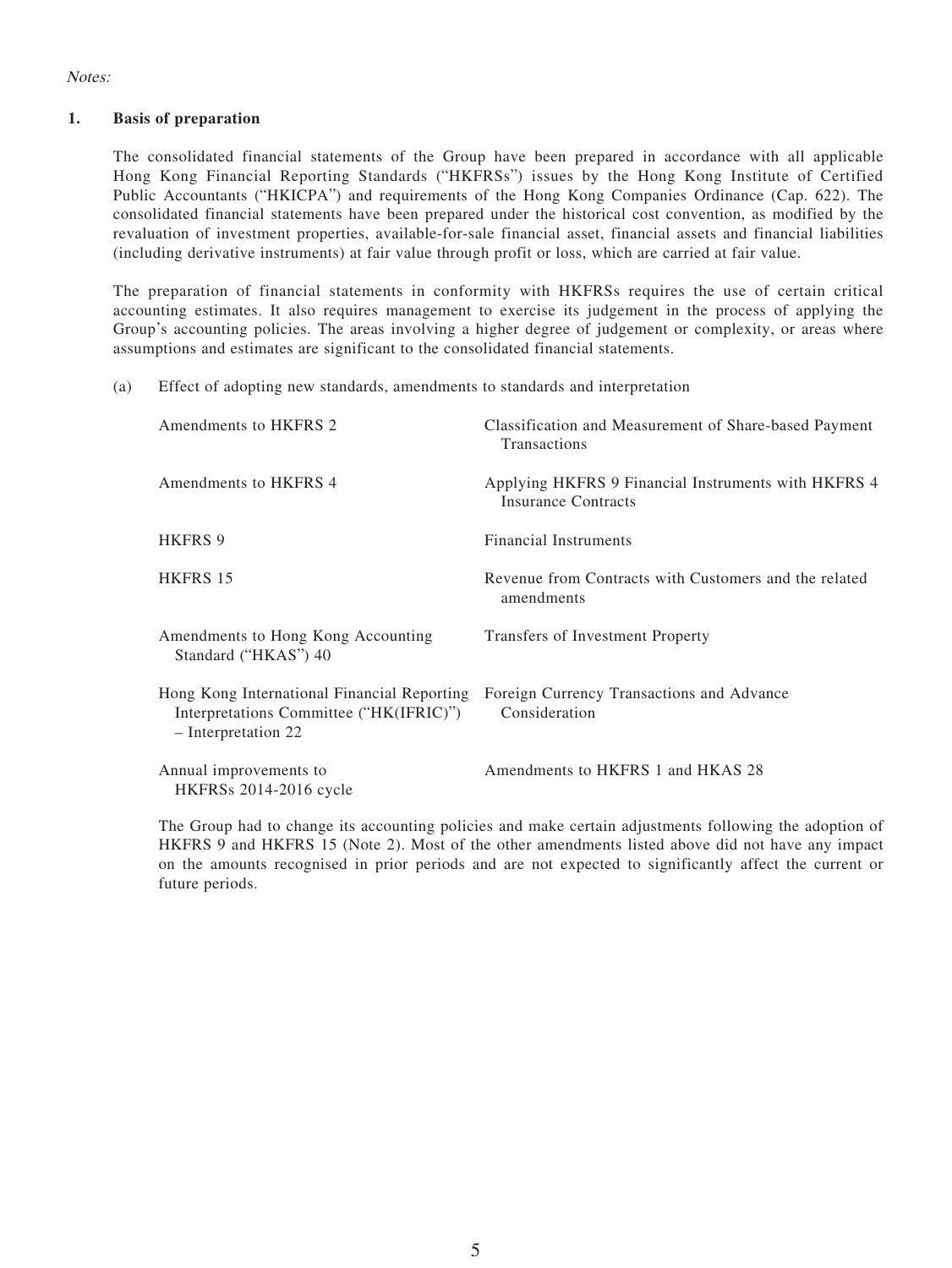*Notes:*

## 1. Basis of preparation

The consolidated financial statements of the Group have been prepared in accordance with all applicable Hong Kong Financial Reporting Standards ("HKFRSs") issues by the Hong Kong Institute of Certified Public Accountants ("HKICPA") and requirements of the Hong Kong Companies Ordinance (Cap. 622). The consolidated financial statements have been prepared under the historical cost convention, as modified by the revaluation of investment properties, available-for-sale financial asset, financial assets and financial liabilities (including derivative instruments) at fair value through profit or loss, which are carried at fair value.

The preparation of financial statements in conformity with HKFRSs requires the use of certain critical accounting estimates. It also requires management to exercise its judgement in the process of applying the Group's accounting policies. The areas involving a higher degree of judgement or complexity, or areas where assumptions and estimates are significant to the consolidated financial statements.

(a) Effect of adopting new standards, amendments to standards and interpretation

| | |
|---|---|
| Amendments to HKFRS 2 | Classification and Measurement of Share-based Payment Transactions |
| Amendments to HKFRS 4 | Applying HKFRS 9 Financial Instruments with HKFRS 4 Insurance Contracts |
| HKFRS 9 | Financial Instruments |
| HKFRS 15 | Revenue from Contracts with Customers and the related amendments |
| Amendments to Hong Kong Accounting Standard ("HKAS") 40 | Transfers of Investment Property |
| Hong Kong International Financial Reporting Interpretations Committee ("HK(IFRIC)") – Interpretation 22 | Foreign Currency Transactions and Advance Consideration |
| Annual improvements to HKFRSs 2014-2016 cycle | Amendments to HKFRS 1 and HKAS 28 |

The Group had to change its accounting policies and make certain adjustments following the adoption of HKFRS 9 and HKFRS 15 (Note 2). Most of the other amendments listed above did not have any impact on the amounts recognised in prior periods and are not expected to significantly affect the current or future periods.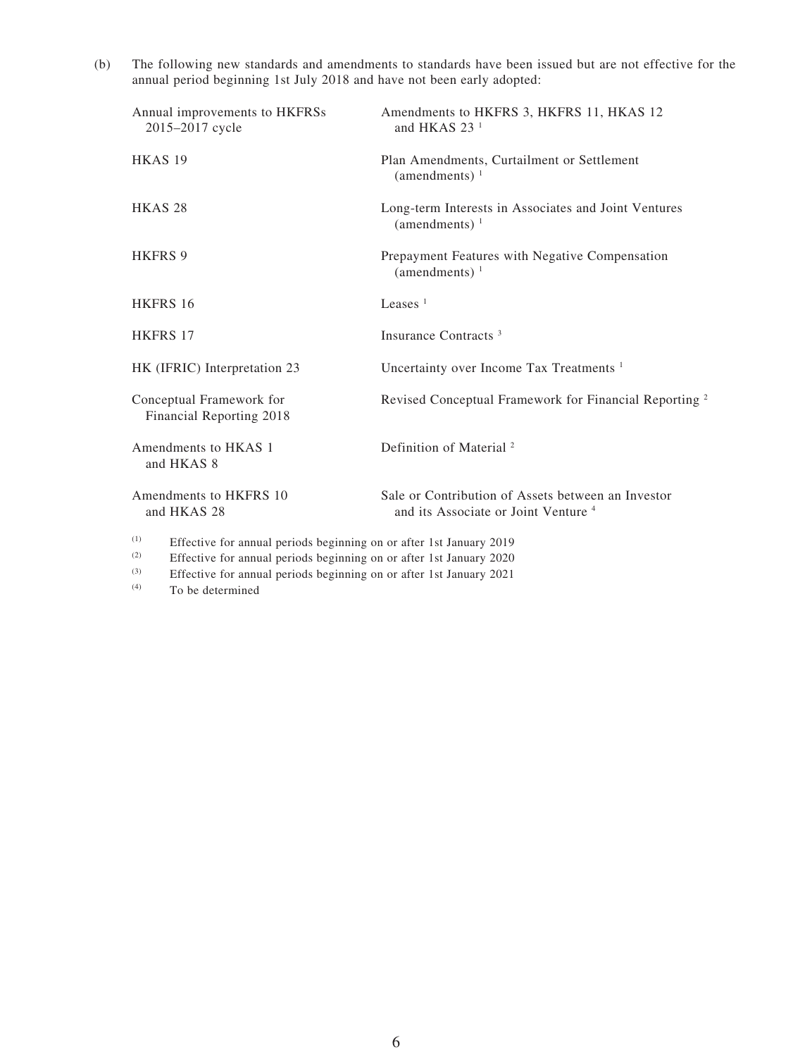(b) The following new standards and amendments to standards have been issued but are not effective for the annual period beginning 1st July 2018 and have not been early adopted:

| | |
|---|---|
| Annual improvements to HKFRSs 2015–2017 cycle | Amendments to HKFRS 3, HKFRS 11, HKAS 12 and HKAS 23 [1] |
| HKAS 19 | Plan Amendments, Curtailment or Settlement (amendments) [1] |
| HKAS 28 | Long-term Interests in Associates and Joint Ventures (amendments) [1] |
| HKFRS 9 | Prepayment Features with Negative Compensation (amendments) [1] |
| HKFRS 16 | Leases [1] |
| HKFRS 17 | Insurance Contracts [3] |
| HK (IFRIC) Interpretation 23 | Uncertainty over Income Tax Treatments [1] |
| Conceptual Framework for Financial Reporting 2018 | Revised Conceptual Framework for Financial Reporting [2] |
| Amendments to HKAS 1 and HKAS 8 | Definition of Material [2] |
| Amendments to HKFRS 10 and HKAS 28 | Sale or Contribution of Assets between an Investor and its Associate or Joint Venture [4] |

(1) Effective for annual periods beginning on or after 1st January 2019

(2) Effective for annual periods beginning on or after 1st January 2020

(3) Effective for annual periods beginning on or after 1st January 2021

(4) To be determined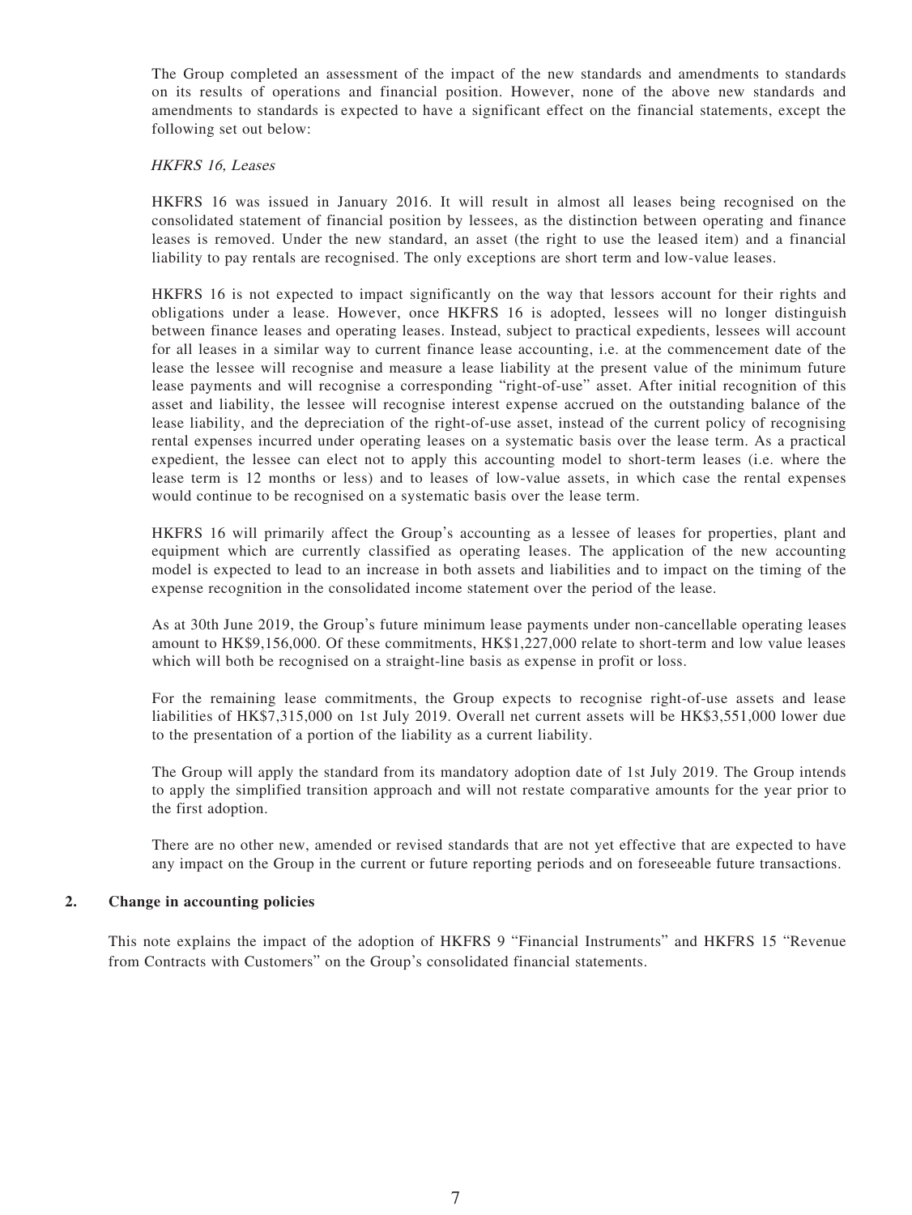The Group completed an assessment of the impact of the new standards and amendments to standards on its results of operations and financial position. However, none of the above new standards and amendments to standards is expected to have a significant effect on the financial statements, except the following set out below:

*HKFRS 16, Leases*

HKFRS 16 was issued in January 2016. It will result in almost all leases being recognised on the consolidated statement of financial position by lessees, as the distinction between operating and finance leases is removed. Under the new standard, an asset (the right to use the leased item) and a financial liability to pay rentals are recognised. The only exceptions are short term and low-value leases.

HKFRS 16 is not expected to impact significantly on the way that lessors account for their rights and obligations under a lease. However, once HKFRS 16 is adopted, lessees will no longer distinguish between finance leases and operating leases. Instead, subject to practical expedients, lessees will account for all leases in a similar way to current finance lease accounting, i.e. at the commencement date of the lease the lessee will recognise and measure a lease liability at the present value of the minimum future lease payments and will recognise a corresponding "right-of-use" asset. After initial recognition of this asset and liability, the lessee will recognise interest expense accrued on the outstanding balance of the lease liability, and the depreciation of the right-of-use asset, instead of the current policy of recognising rental expenses incurred under operating leases on a systematic basis over the lease term. As a practical expedient, the lessee can elect not to apply this accounting model to short-term leases (i.e. where the lease term is 12 months or less) and to leases of low-value assets, in which case the rental expenses would continue to be recognised on a systematic basis over the lease term.

HKFRS 16 will primarily affect the Group's accounting as a lessee of leases for properties, plant and equipment which are currently classified as operating leases. The application of the new accounting model is expected to lead to an increase in both assets and liabilities and to impact on the timing of the expense recognition in the consolidated income statement over the period of the lease.

As at 30th June 2019, the Group's future minimum lease payments under non-cancellable operating leases amount to HK$9,156,000. Of these commitments, HK$1,227,000 relate to short-term and low value leases which will both be recognised on a straight-line basis as expense in profit or loss.

For the remaining lease commitments, the Group expects to recognise right-of-use assets and lease liabilities of HK$7,315,000 on 1st July 2019. Overall net current assets will be HK$3,551,000 lower due to the presentation of a portion of the liability as a current liability.

The Group will apply the standard from its mandatory adoption date of 1st July 2019. The Group intends to apply the simplified transition approach and will not restate comparative amounts for the year prior to the first adoption.

There are no other new, amended or revised standards that are not yet effective that are expected to have any impact on the Group in the current or future reporting periods and on foreseeable future transactions.

## 2. Change in accounting policies

This note explains the impact of the adoption of HKFRS 9 "Financial Instruments" and HKFRS 15 "Revenue from Contracts with Customers" on the Group's consolidated financial statements.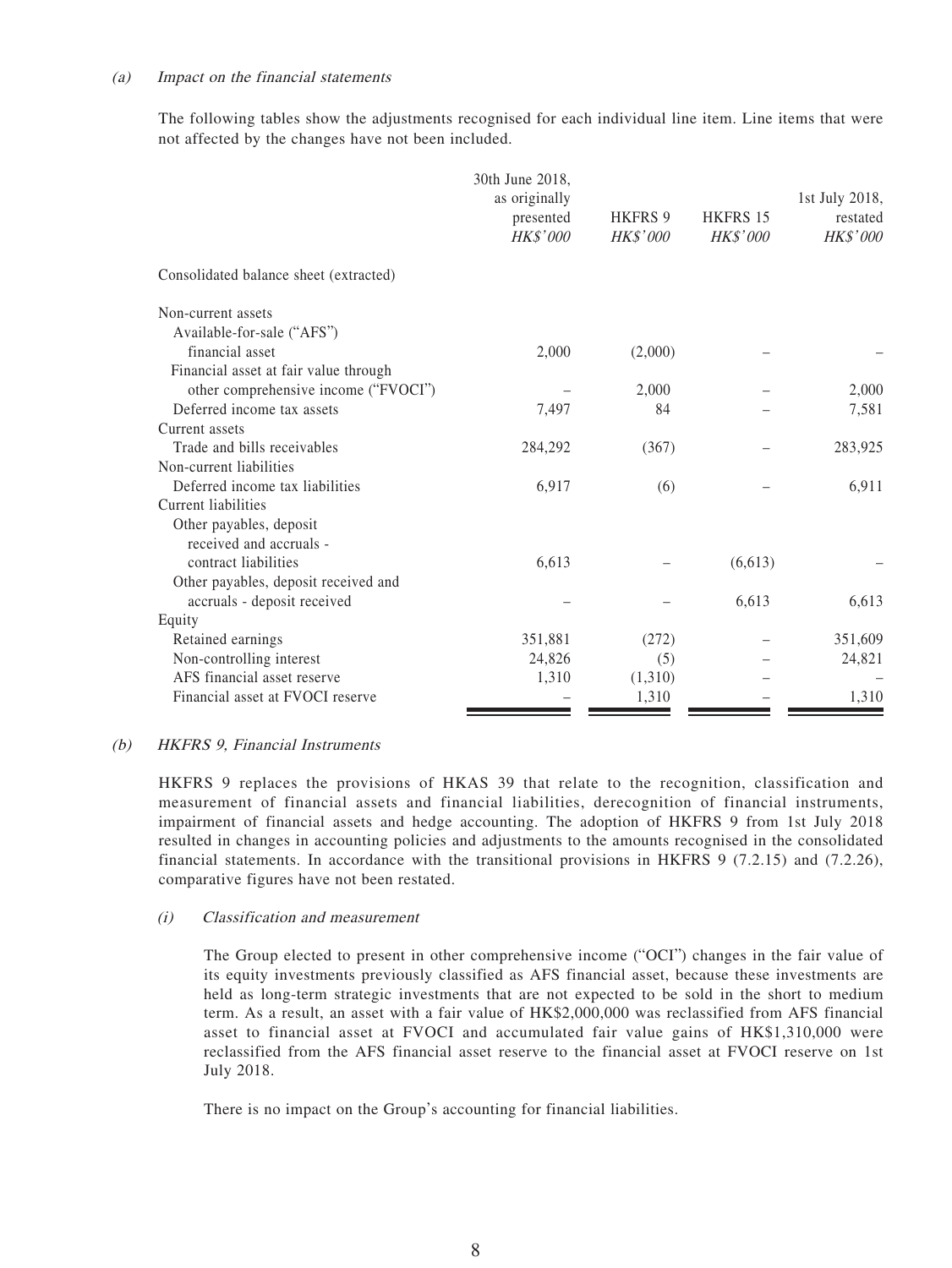*(a) Impact on the financial statements*

The following tables show the adjustments recognised for each individual line item. Line items that were not affected by the changes have not been included.

| | 30th June 2018, as originally presented *HK$'000* | HKFRS 9 *HK$'000* | HKFRS 15 *HK$'000* | 1st July 2018, restated *HK$'000* |
|---|---|---|---|---|
| Consolidated balance sheet (extracted) | | | | |
| Non-current assets | | | | |
| Available-for-sale ("AFS") financial asset | 2,000 | (2,000) | – | – |
| Financial asset at fair value through other comprehensive income ("FVOCI") | – | 2,000 | – | 2,000 |
| Deferred income tax assets | 7,497 | 84 | – | 7,581 |
| Current assets | | | | |
| Trade and bills receivables | 284,292 | (367) | – | 283,925 |
| Non-current liabilities | | | | |
| Deferred income tax liabilities | 6,917 | (6) | – | 6,911 |
| Current liabilities | | | | |
| Other payables, deposit received and accruals - contract liabilities | 6,613 | – | (6,613) | – |
| Other payables, deposit received and accruals - deposit received | – | – | 6,613 | 6,613 |
| Equity | | | | |
| Retained earnings | 351,881 | (272) | – | 351,609 |
| Non-controlling interest | 24,826 | (5) | – | 24,821 |
| AFS financial asset reserve | 1,310 | (1,310) | – | – |
| Financial asset at FVOCI reserve | – | 1,310 | – | 1,310 |

*(b) HKFRS 9, Financial Instruments*

HKFRS 9 replaces the provisions of HKAS 39 that relate to the recognition, classification and measurement of financial assets and financial liabilities, derecognition of financial instruments, impairment of financial assets and hedge accounting. The adoption of HKFRS 9 from 1st July 2018 resulted in changes in accounting policies and adjustments to the amounts recognised in the consolidated financial statements. In accordance with the transitional provisions in HKFRS 9 (7.2.15) and (7.2.26), comparative figures have not been restated.

*(i) Classification and measurement*

The Group elected to present in other comprehensive income ("OCI") changes in the fair value of its equity investments previously classified as AFS financial asset, because these investments are held as long-term strategic investments that are not expected to be sold in the short to medium term. As a result, an asset with a fair value of HK$2,000,000 was reclassified from AFS financial asset to financial asset at FVOCI and accumulated fair value gains of HK$1,310,000 were reclassified from the AFS financial asset reserve to the financial asset at FVOCI reserve on 1st July 2018.

There is no impact on the Group's accounting for financial liabilities.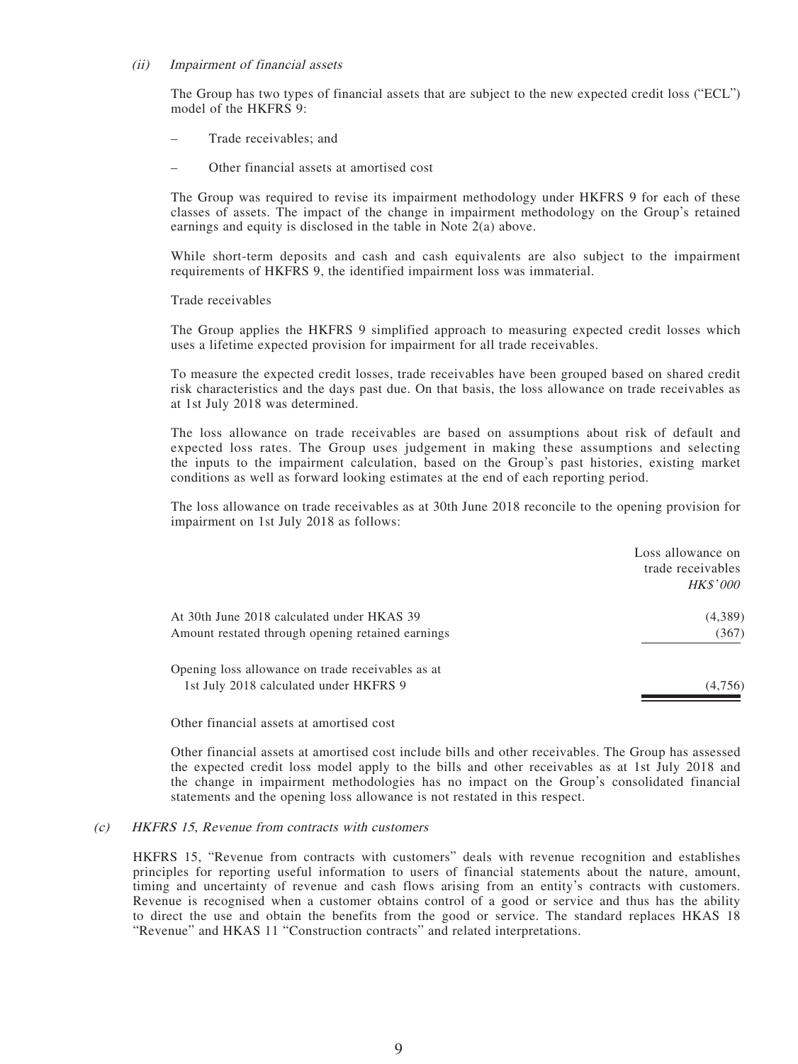*(ii) Impairment of financial assets*

The Group has two types of financial assets that are subject to the new expected credit loss ("ECL") model of the HKFRS 9:

– Trade receivables; and

– Other financial assets at amortised cost

The Group was required to revise its impairment methodology under HKFRS 9 for each of these classes of assets. The impact of the change in impairment methodology on the Group's retained earnings and equity is disclosed in the table in Note 2(a) above.

While short-term deposits and cash and cash equivalents are also subject to the impairment requirements of HKFRS 9, the identified impairment loss was immaterial.

Trade receivables

The Group applies the HKFRS 9 simplified approach to measuring expected credit losses which uses a lifetime expected provision for impairment for all trade receivables.

To measure the expected credit losses, trade receivables have been grouped based on shared credit risk characteristics and the days past due. On that basis, the loss allowance on trade receivables as at 1st July 2018 was determined.

The loss allowance on trade receivables are based on assumptions about risk of default and expected loss rates. The Group uses judgement in making these assumptions and selecting the inputs to the impairment calculation, based on the Group's past histories, existing market conditions as well as forward looking estimates at the end of each reporting period.

The loss allowance on trade receivables as at 30th June 2018 reconcile to the opening provision for impairment on 1st July 2018 as follows:

| | Loss allowance on trade receivables *HK$'000* |
|---|---|
| At 30th June 2018 calculated under HKAS 39 | (4,389) |
| Amount restated through opening retained earnings | (367) |
| Opening loss allowance on trade receivables as at 1st July 2018 calculated under HKFRS 9 | (4,756) |

Other financial assets at amortised cost

Other financial assets at amortised cost include bills and other receivables. The Group has assessed the expected credit loss model apply to the bills and other receivables as at 1st July 2018 and the change in impairment methodologies has no impact on the Group's consolidated financial statements and the opening loss allowance is not restated in this respect.

*(c) HKFRS 15, Revenue from contracts with customers*

HKFRS 15, "Revenue from contracts with customers" deals with revenue recognition and establishes principles for reporting useful information to users of financial statements about the nature, amount, timing and uncertainty of revenue and cash flows arising from an entity's contracts with customers. Revenue is recognised when a customer obtains control of a good or service and thus has the ability to direct the use and obtain the benefits from the good or service. The standard replaces HKAS 18 "Revenue" and HKAS 11 "Construction contracts" and related interpretations.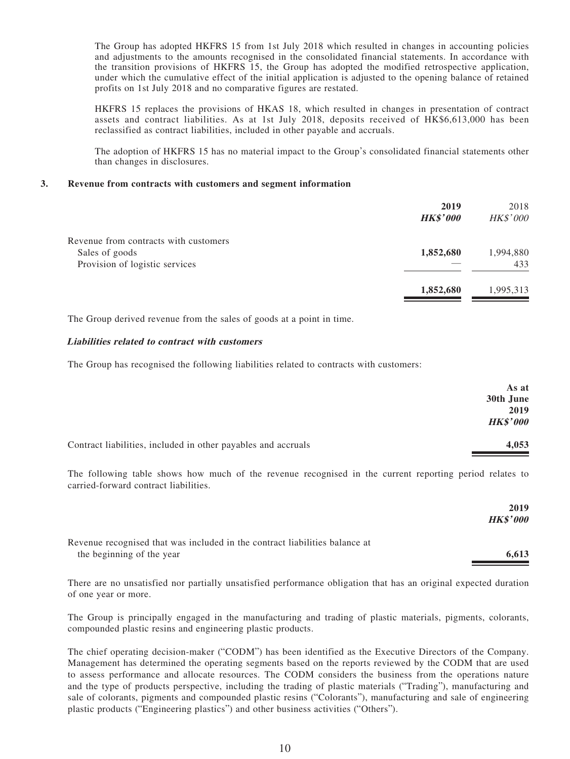The Group has adopted HKFRS 15 from 1st July 2018 which resulted in changes in accounting policies and adjustments to the amounts recognised in the consolidated financial statements. In accordance with the transition provisions of HKFRS 15, the Group has adopted the modified retrospective application, under which the cumulative effect of the initial application is adjusted to the opening balance of retained profits on 1st July 2018 and no comparative figures are restated.

HKFRS 15 replaces the provisions of HKAS 18, which resulted in changes in presentation of contract assets and contract liabilities. As at 1st July 2018, deposits received of HK$6,613,000 has been reclassified as contract liabilities, included in other payable and accruals.

The adoption of HKFRS 15 has no material impact to the Group's consolidated financial statements other than changes in disclosures.

## 3. Revenue from contracts with customers and segment information

| | **2019** | 2018 |
|---|---|---|
| | ***HK$'000*** | *HK$'000* |
| Revenue from contracts with customers | | |
| Sales of goods | **1,852,680** | 1,994,880 |
| Provision of logistic services | — | 433 |
| | **1,852,680** | 1,995,313 |

The Group derived revenue from the sales of goods at a point in time.

***Liabilities related to contract with customers***

The Group has recognised the following liabilities related to contracts with customers:

| | **As at 30th June 2019** |
|---|---|
| | ***HK$'000*** |
| Contract liabilities, included in other payables and accruals | **4,053** |

The following table shows how much of the revenue recognised in the current reporting period relates to carried-forward contract liabilities.

| | **2019** |
|---|---|
| | ***HK$'000*** |
| Revenue recognised that was included in the contract liabilities balance at the beginning of the year | **6,613** |

There are no unsatisfied nor partially unsatisfied performance obligation that has an original expected duration of one year or more.

The Group is principally engaged in the manufacturing and trading of plastic materials, pigments, colorants, compounded plastic resins and engineering plastic products.

The chief operating decision-maker ("CODM") has been identified as the Executive Directors of the Company. Management has determined the operating segments based on the reports reviewed by the CODM that are used to assess performance and allocate resources. The CODM considers the business from the operations nature and the type of products perspective, including the trading of plastic materials ("Trading"), manufacturing and sale of colorants, pigments and compounded plastic resins ("Colorants"), manufacturing and sale of engineering plastic products ("Engineering plastics") and other business activities ("Others").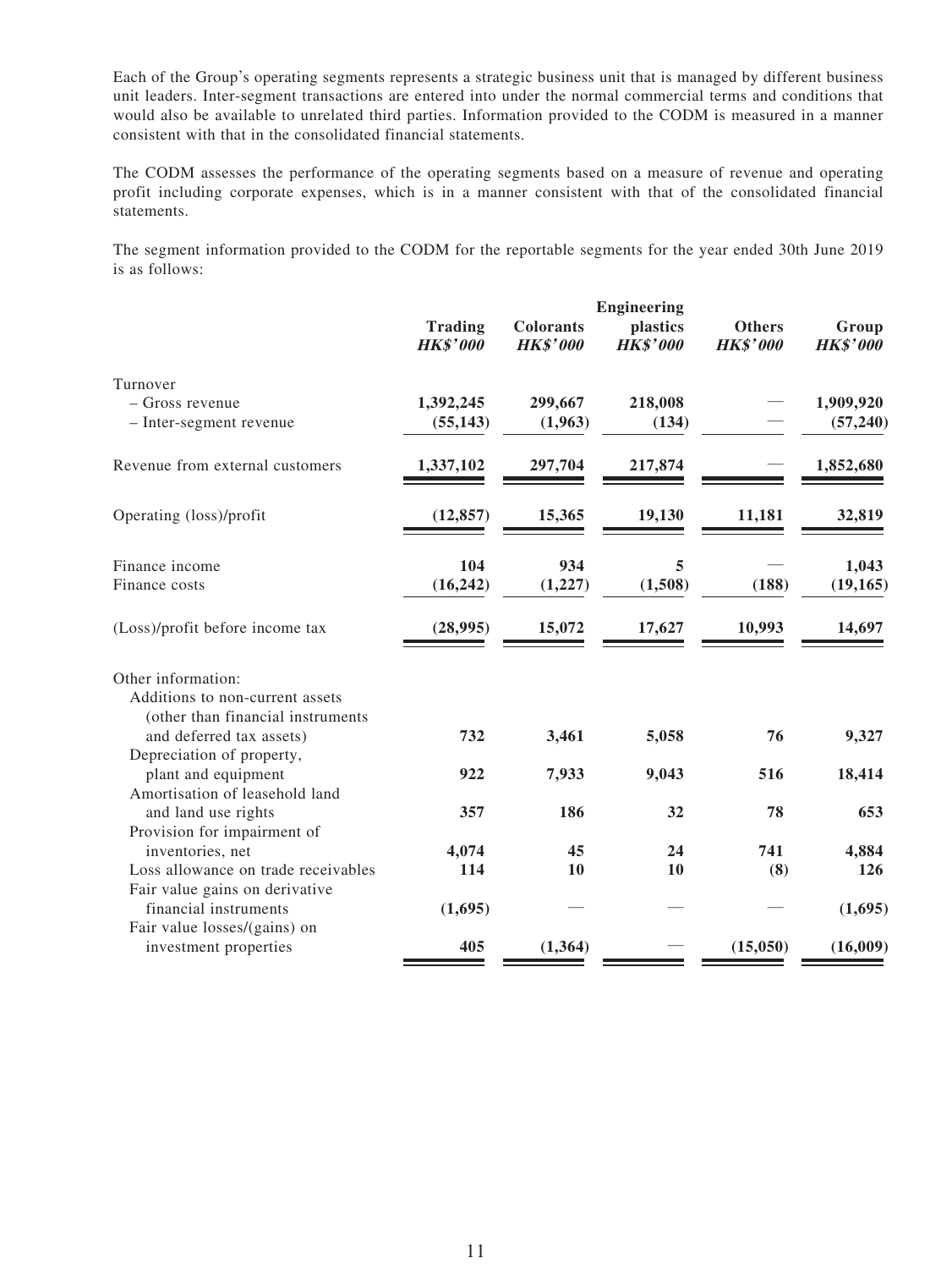Each of the Group's operating segments represents a strategic business unit that is managed by different business unit leaders. Inter-segment transactions are entered into under the normal commercial terms and conditions that would also be available to unrelated third parties. Information provided to the CODM is measured in a manner consistent with that in the consolidated financial statements.

The CODM assesses the performance of the operating segments based on a measure of revenue and operating profit including corporate expenses, which is in a manner consistent with that of the consolidated financial statements.

The segment information provided to the CODM for the reportable segments for the year ended 30th June 2019 is as follows:

| | **Trading** *HK$'000* | **Colorants** *HK$'000* | **Engineering plastics** *HK$'000* | **Others** *HK$'000* | **Group** *HK$'000* |
|---|---|---|---|---|---|
| Turnover | | | | | |
| – Gross revenue | **1,392,245** | **299,667** | **218,008** | — | **1,909,920** |
| – Inter-segment revenue | **(55,143)** | **(1,963)** | **(134)** | — | **(57,240)** |
| Revenue from external customers | **1,337,102** | **297,704** | **217,874** | — | **1,852,680** |
| Operating (loss)/profit | **(12,857)** | **15,365** | **19,130** | **11,181** | **32,819** |
| Finance income | **104** | **934** | **5** | — | **1,043** |
| Finance costs | **(16,242)** | **(1,227)** | **(1,508)** | **(188)** | **(19,165)** |
| (Loss)/profit before income tax | **(28,995)** | **15,072** | **17,627** | **10,993** | **14,697** |
| Other information: | | | | | |
| Additions to non-current assets (other than financial instruments and deferred tax assets) | **732** | **3,461** | **5,058** | **76** | **9,327** |
| Depreciation of property, plant and equipment | **922** | **7,933** | **9,043** | **516** | **18,414** |
| Amortisation of leasehold land and land use rights | **357** | **186** | **32** | **78** | **653** |
| Provision for impairment of inventories, net | **4,074** | **45** | **24** | **741** | **4,884** |
| Loss allowance on trade receivables | **114** | **10** | **10** | **(8)** | **126** |
| Fair value gains on derivative financial instruments | **(1,695)** | — | — | — | **(1,695)** |
| Fair value losses/(gains) on investment properties | **405** | **(1,364)** | — | **(15,050)** | **(16,009)** |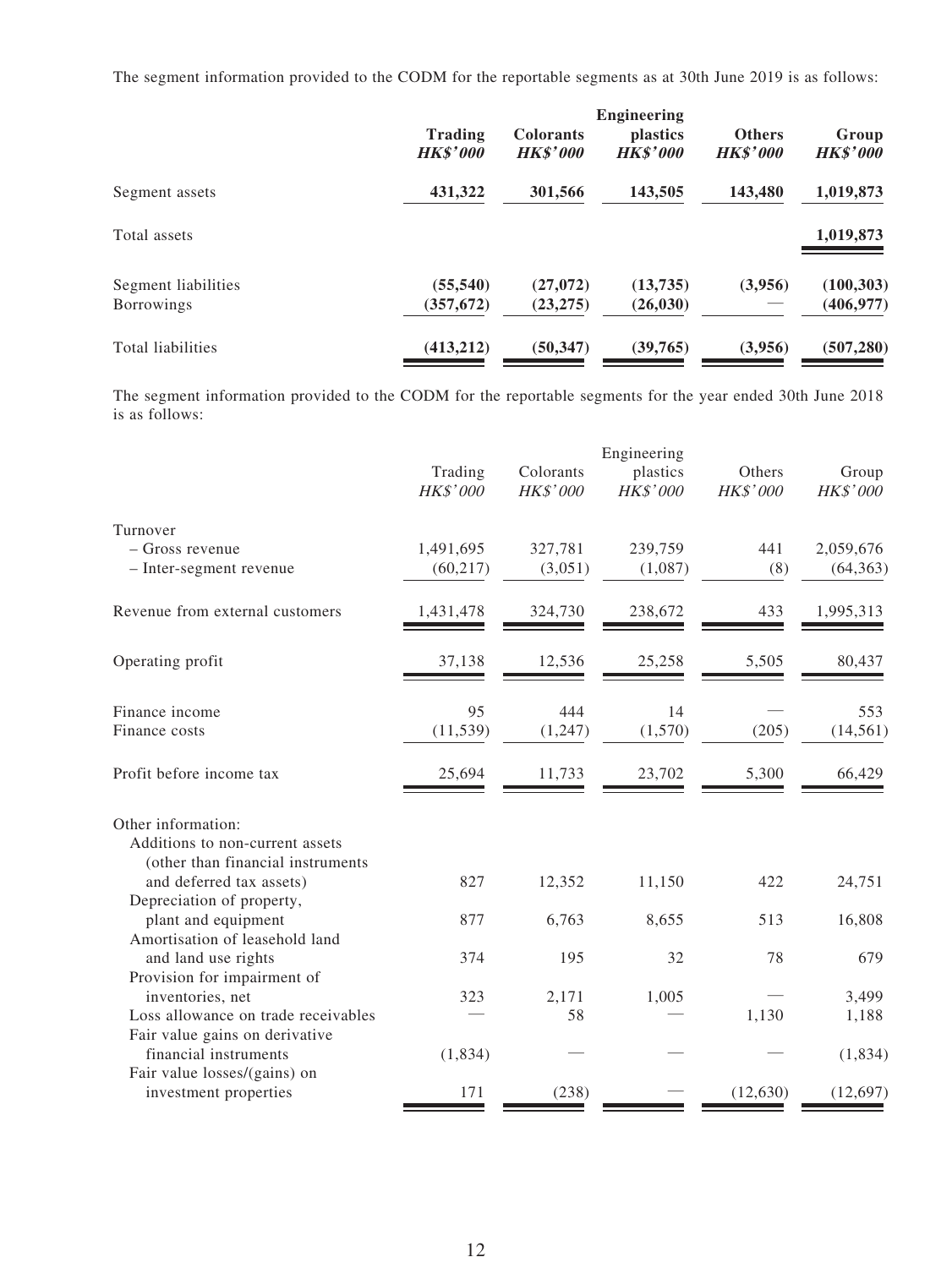The segment information provided to the CODM for the reportable segments as at 30th June 2019 is as follows:

| | **Trading** | **Colorants** | **Engineering plastics** | **Others** | **Group** |
|---|---|---|---|---|---|
| | ***HK$'000*** | ***HK$'000*** | ***HK$'000*** | ***HK$'000*** | ***HK$'000*** |
| Segment assets | **431,322** | **301,566** | **143,505** | **143,480** | **1,019,873** |
| Total assets | | | | | **1,019,873** |
| Segment liabilities | **(55,540)** | **(27,072)** | **(13,735)** | **(3,956)** | **(100,303)** |
| Borrowings | **(357,672)** | **(23,275)** | **(26,030)** | **—** | **(406,977)** |
| Total liabilities | **(413,212)** | **(50,347)** | **(39,765)** | **(3,956)** | **(507,280)** |

The segment information provided to the CODM for the reportable segments for the year ended 30th June 2018 is as follows:

| | Trading | Colorants | Engineering plastics | Others | Group |
|---|---|---|---|---|---|
| | *HK$'000* | *HK$'000* | *HK$'000* | *HK$'000* | *HK$'000* |
| Turnover | | | | | |
| – Gross revenue | 1,491,695 | 327,781 | 239,759 | 441 | 2,059,676 |
| – Inter-segment revenue | (60,217) | (3,051) | (1,087) | (8) | (64,363) |
| Revenue from external customers | 1,431,478 | 324,730 | 238,672 | 433 | 1,995,313 |
| Operating profit | 37,138 | 12,536 | 25,258 | 5,505 | 80,437 |
| Finance income | 95 | 444 | 14 | — | 553 |
| Finance costs | (11,539) | (1,247) | (1,570) | (205) | (14,561) |
| Profit before income tax | 25,694 | 11,733 | 23,702 | 5,300 | 66,429 |
| Other information: | | | | | |
| Additions to non-current assets (other than financial instruments and deferred tax assets) | 827 | 12,352 | 11,150 | 422 | 24,751 |
| Depreciation of property, plant and equipment | 877 | 6,763 | 8,655 | 513 | 16,808 |
| Amortisation of leasehold land and land use rights | 374 | 195 | 32 | 78 | 679 |
| Provision for impairment of inventories, net | 323 | 2,171 | 1,005 | — | 3,499 |
| Loss allowance on trade receivables | — | 58 | — | 1,130 | 1,188 |
| Fair value gains on derivative financial instruments | (1,834) | — | — | — | (1,834) |
| Fair value losses/(gains) on investment properties | 171 | (238) | — | (12,630) | (12,697) |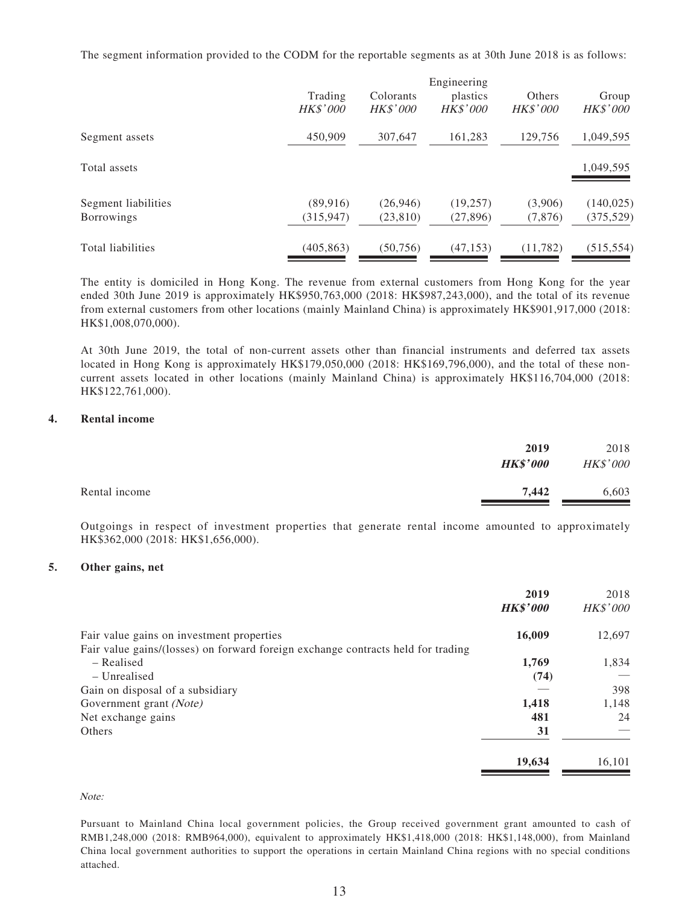The segment information provided to the CODM for the reportable segments as at 30th June 2018 is as follows:

| | Trading *HK$'000* | Colorants *HK$'000* | Engineering plastics *HK$'000* | Others *HK$'000* | Group *HK$'000* |
|---|---|---|---|---|---|
| Segment assets | 450,909 | 307,647 | 161,283 | 129,756 | 1,049,595 |
| Total assets | | | | | 1,049,595 |
| Segment liabilities | (89,916) | (26,946) | (19,257) | (3,906) | (140,025) |
| Borrowings | (315,947) | (23,810) | (27,896) | (7,876) | (375,529) |
| Total liabilities | (405,863) | (50,756) | (47,153) | (11,782) | (515,554) |

The entity is domiciled in Hong Kong. The revenue from external customers from Hong Kong for the year ended 30th June 2019 is approximately HK$950,763,000 (2018: HK$987,243,000), and the total of its revenue from external customers from other locations (mainly Mainland China) is approximately HK$901,917,000 (2018: HK$1,008,070,000).

At 30th June 2019, the total of non-current assets other than financial instruments and deferred tax assets located in Hong Kong is approximately HK$179,050,000 (2018: HK$169,796,000), and the total of these non-current assets located in other locations (mainly Mainland China) is approximately HK$116,704,000 (2018: HK$122,761,000).

## 4. Rental income

| | **2019** ***HK$'000*** | 2018 *HK$'000* |
|---|---|---|
| Rental income | **7,442** | 6,603 |

Outgoings in respect of investment properties that generate rental income amounted to approximately HK$362,000 (2018: HK$1,656,000).

## 5. Other gains, net

| | **2019** ***HK$'000*** | 2018 *HK$'000* |
|---|---|---|
| Fair value gains on investment properties | **16,009** | 12,697 |
| Fair value gains/(losses) on forward foreign exchange contracts held for trading | | |
| – Realised | **1,769** | 1,834 |
| – Unrealised | **(74)** | — |
| Gain on disposal of a subsidiary | — | 398 |
| Government grant *(Note)* | **1,418** | 1,148 |
| Net exchange gains | **481** | 24 |
| Others | **31** | — |
| | **19,634** | 16,101 |

*Note:*

Pursuant to Mainland China local government policies, the Group received government grant amounted to cash of RMB1,248,000 (2018: RMB964,000), equivalent to approximately HK$1,418,000 (2018: HK$1,148,000), from Mainland China local government authorities to support the operations in certain Mainland China regions with no special conditions attached.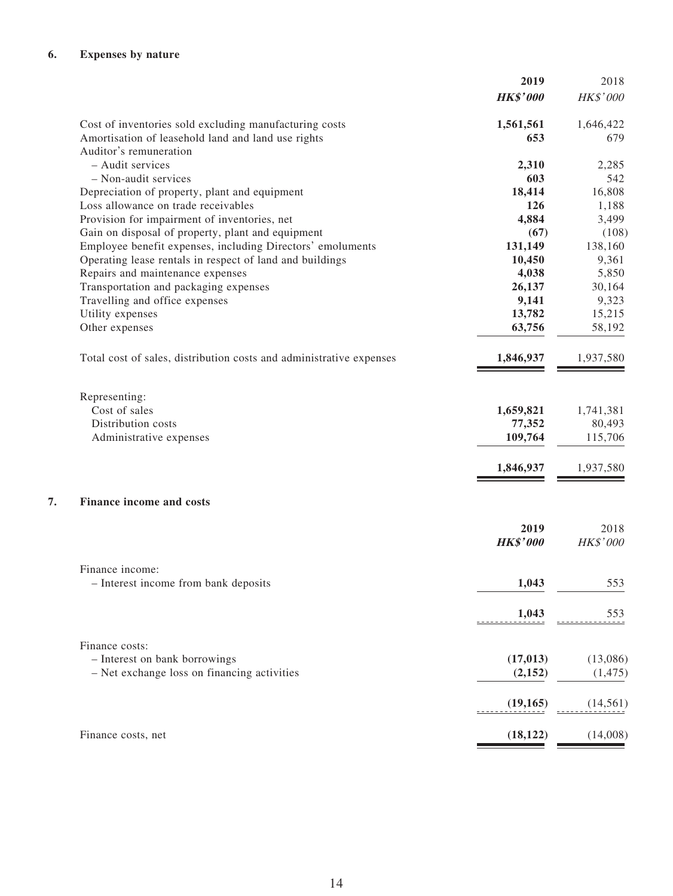## 6. Expenses by nature

| | 2019 | 2018 |
|---|---|---|
| | ***HK$'000*** | *HK$'000* |
| Cost of inventories sold excluding manufacturing costs | **1,561,561** | 1,646,422 |
| Amortisation of leasehold land and land use rights | **653** | 679 |
| Auditor's remuneration | | |
| – Audit services | **2,310** | 2,285 |
| – Non-audit services | **603** | 542 |
| Depreciation of property, plant and equipment | **18,414** | 16,808 |
| Loss allowance on trade receivables | **126** | 1,188 |
| Provision for impairment of inventories, net | **4,884** | 3,499 |
| Gain on disposal of property, plant and equipment | **(67)** | (108) |
| Employee benefit expenses, including Directors' emoluments | **131,149** | 138,160 |
| Operating lease rentals in respect of land and buildings | **10,450** | 9,361 |
| Repairs and maintenance expenses | **4,038** | 5,850 |
| Transportation and packaging expenses | **26,137** | 30,164 |
| Travelling and office expenses | **9,141** | 9,323 |
| Utility expenses | **13,782** | 15,215 |
| Other expenses | **63,756** | 58,192 |
| Total cost of sales, distribution costs and administrative expenses | **1,846,937** | 1,937,580 |
| Representing: | | |
| Cost of sales | **1,659,821** | 1,741,381 |
| Distribution costs | **77,352** | 80,493 |
| Administrative expenses | **109,764** | 115,706 |
| | **1,846,937** | 1,937,580 |

## 7. Finance income and costs

| | 2019 | 2018 |
|---|---|---|
| | ***HK$'000*** | *HK$'000* |
| Finance income: | | |
| – Interest income from bank deposits | **1,043** | 553 |
| | **1,043** | 553 |
| Finance costs: | | |
| – Interest on bank borrowings | **(17,013)** | (13,086) |
| – Net exchange loss on financing activities | **(2,152)** | (1,475) |
| | **(19,165)** | (14,561) |
| Finance costs, net | **(18,122)** | (14,008) |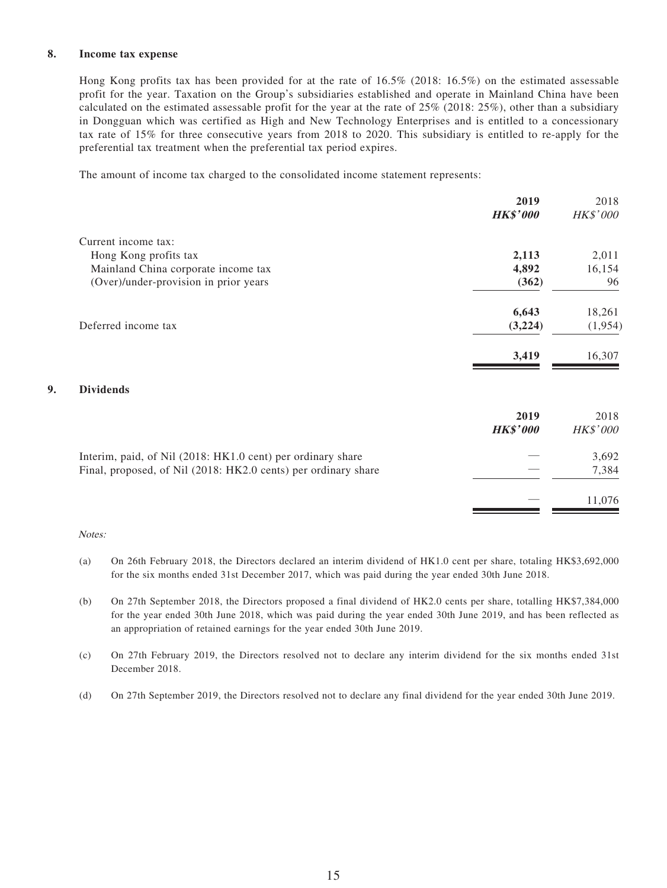## 8. Income tax expense

Hong Kong profits tax has been provided for at the rate of 16.5% (2018: 16.5%) on the estimated assessable profit for the year. Taxation on the Group's subsidiaries established and operate in Mainland China have been calculated on the estimated assessable profit for the year at the rate of 25% (2018: 25%), other than a subsidiary in Dongguan which was certified as High and New Technology Enterprises and is entitled to a concessionary tax rate of 15% for three consecutive years from 2018 to 2020. This subsidiary is entitled to re-apply for the preferential tax treatment when the preferential tax period expires.

The amount of income tax charged to the consolidated income statement represents:

| | **2019** | 2018 |
|---|---|---|
| | ***HK$'000*** | *HK$'000* |
| Current income tax: | | |
| Hong Kong profits tax | **2,113** | 2,011 |
| Mainland China corporate income tax | **4,892** | 16,154 |
| (Over)/under-provision in prior years | **(362)** | 96 |
| | **6,643** | 18,261 |
| Deferred income tax | **(3,224)** | (1,954) |
| | **3,419** | 16,307 |

## 9. Dividends

| | **2019** | 2018 |
|---|---|---|
| | ***HK$'000*** | *HK$'000* |
| Interim, paid, of Nil (2018: HK1.0 cent) per ordinary share | — | 3,692 |
| Final, proposed, of Nil (2018: HK2.0 cents) per ordinary share | — | 7,384 |
| | — | 11,076 |

*Notes:*

(a) On 26th February 2018, the Directors declared an interim dividend of HK1.0 cent per share, totaling HK$3,692,000 for the six months ended 31st December 2017, which was paid during the year ended 30th June 2018.

(b) On 27th September 2018, the Directors proposed a final dividend of HK2.0 cents per share, totalling HK$7,384,000 for the year ended 30th June 2018, which was paid during the year ended 30th June 2019, and has been reflected as an appropriation of retained earnings for the year ended 30th June 2019.

(c) On 27th February 2019, the Directors resolved not to declare any interim dividend for the six months ended 31st December 2018.

(d) On 27th September 2019, the Directors resolved not to declare any final dividend for the year ended 30th June 2019.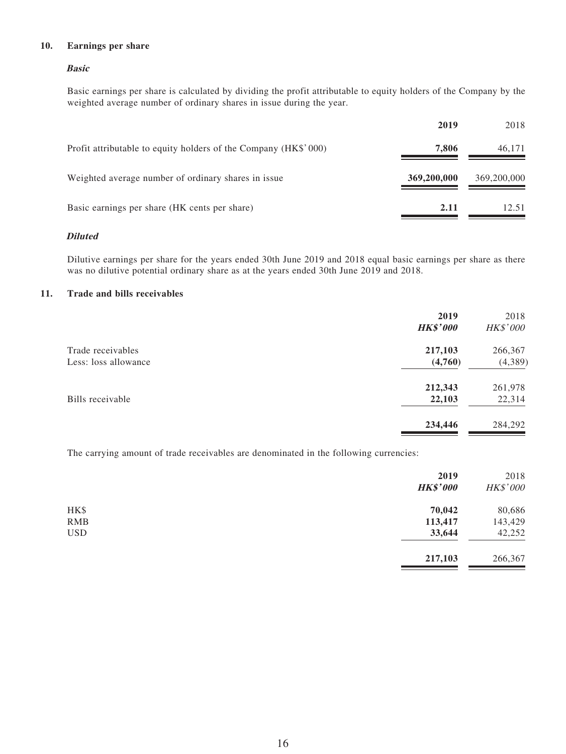## 10. Earnings per share

***Basic***

Basic earnings per share is calculated by dividing the profit attributable to equity holders of the Company by the weighted average number of ordinary shares in issue during the year.

| | 2019 | 2018 |
|---|---|---|
| Profit attributable to equity holders of the Company (HK$'000) | **7,806** | 46,171 |
| Weighted average number of ordinary shares in issue | **369,200,000** | 369,200,000 |
| Basic earnings per share (HK cents per share) | **2.11** | 12.51 |

***Diluted***

Dilutive earnings per share for the years ended 30th June 2019 and 2018 equal basic earnings per share as there was no dilutive potential ordinary share as at the years ended 30th June 2019 and 2018.

## 11. Trade and bills receivables

| | 2019<br>***HK$'000*** | 2018<br>*HK$'000* |
|---|---|---|
| Trade receivables | **217,103** | 266,367 |
| Less: loss allowance | **(4,760)** | (4,389) |
| | **212,343** | 261,978 |
| Bills receivable | **22,103** | 22,314 |
| | **234,446** | 284,292 |

The carrying amount of trade receivables are denominated in the following currencies:

| | 2019<br>***HK$'000*** | 2018<br>*HK$'000* |
|---|---|---|
| HK$ | **70,042** | 80,686 |
| RMB | **113,417** | 143,429 |
| USD | **33,644** | 42,252 |
| | **217,103** | 266,367 |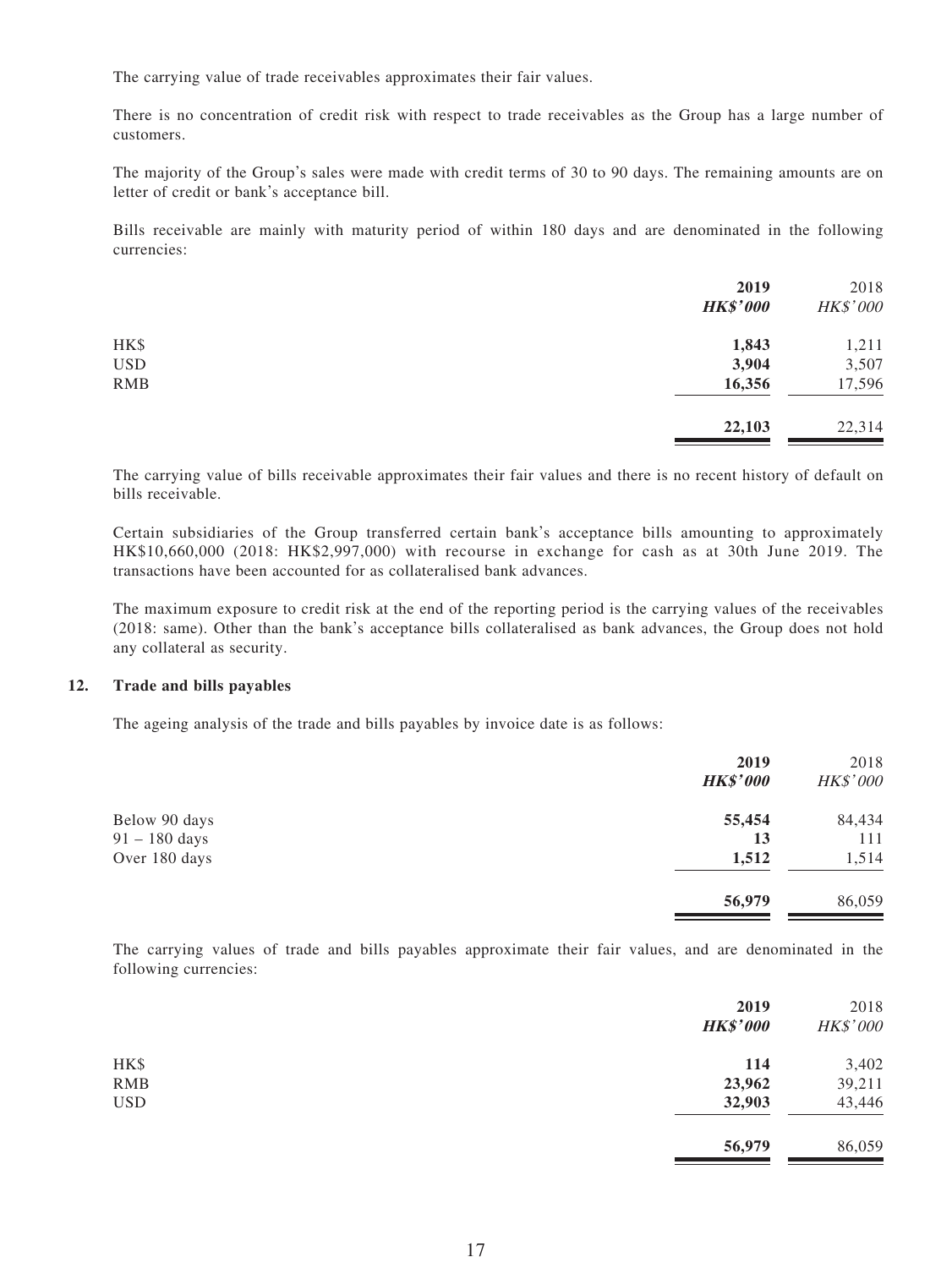The carrying value of trade receivables approximates their fair values.

There is no concentration of credit risk with respect to trade receivables as the Group has a large number of customers.

The majority of the Group's sales were made with credit terms of 30 to 90 days. The remaining amounts are on letter of credit or bank's acceptance bill.

Bills receivable are mainly with maturity period of within 180 days and are denominated in the following currencies:

| | 2019 | 2018 |
|---|---|---|
| | ***HK$'000*** | *HK$'000* |
| HK$ | **1,843** | 1,211 |
| USD | **3,904** | 3,507 |
| RMB | **16,356** | 17,596 |
| | **22,103** | 22,314 |

The carrying value of bills receivable approximates their fair values and there is no recent history of default on bills receivable.

Certain subsidiaries of the Group transferred certain bank's acceptance bills amounting to approximately HK$10,660,000 (2018: HK$2,997,000) with recourse in exchange for cash as at 30th June 2019. The transactions have been accounted for as collateralised bank advances.

The maximum exposure to credit risk at the end of the reporting period is the carrying values of the receivables (2018: same). Other than the bank's acceptance bills collateralised as bank advances, the Group does not hold any collateral as security.

## 12. Trade and bills payables

The ageing analysis of the trade and bills payables by invoice date is as follows:

| | 2019 | 2018 |
|---|---|---|
| | ***HK$'000*** | *HK$'000* |
| Below 90 days | **55,454** | 84,434 |
| 91 – 180 days | **13** | 111 |
| Over 180 days | **1,512** | 1,514 |
| | **56,979** | 86,059 |

The carrying values of trade and bills payables approximate their fair values, and are denominated in the following currencies:

| | 2019 | 2018 |
|---|---|---|
| | ***HK$'000*** | *HK$'000* |
| HK$ | **114** | 3,402 |
| RMB | **23,962** | 39,211 |
| USD | **32,903** | 43,446 |
| | **56,979** | 86,059 |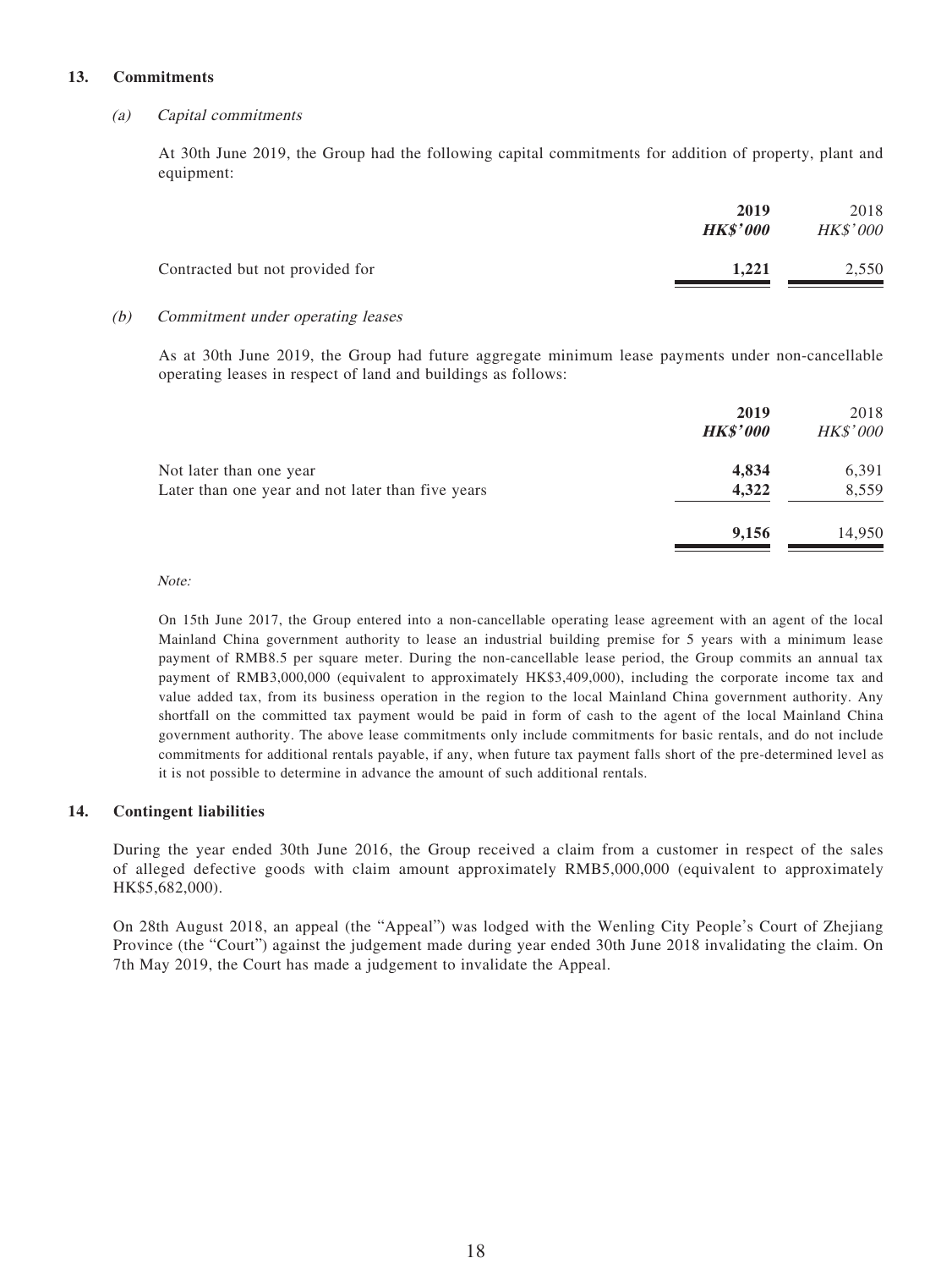## 13. Commitments

### (a) *Capital commitments*

At 30th June 2019, the Group had the following capital commitments for addition of property, plant and equipment:

| | **2019** | 2018 |
|---|---|---|
| | ***HK$'000*** | *HK$'000* |
| Contracted but not provided for | **1,221** | 2,550 |

### (b) *Commitment under operating leases*

As at 30th June 2019, the Group had future aggregate minimum lease payments under non-cancellable operating leases in respect of land and buildings as follows:

| | **2019** | 2018 |
|---|---|---|
| | ***HK$'000*** | *HK$'000* |
| Not later than one year | **4,834** | 6,391 |
| Later than one year and not later than five years | **4,322** | 8,559 |
| | **9,156** | 14,950 |

*Note:*

On 15th June 2017, the Group entered into a non-cancellable operating lease agreement with an agent of the local Mainland China government authority to lease an industrial building premise for 5 years with a minimum lease payment of RMB8.5 per square meter. During the non-cancellable lease period, the Group commits an annual tax payment of RMB3,000,000 (equivalent to approximately HK$3,409,000), including the corporate income tax and value added tax, from its business operation in the region to the local Mainland China government authority. Any shortfall on the committed tax payment would be paid in form of cash to the agent of the local Mainland China government authority. The above lease commitments only include commitments for basic rentals, and do not include commitments for additional rentals payable, if any, when future tax payment falls short of the pre-determined level as it is not possible to determine in advance the amount of such additional rentals.

## 14. Contingent liabilities

During the year ended 30th June 2016, the Group received a claim from a customer in respect of the sales of alleged defective goods with claim amount approximately RMB5,000,000 (equivalent to approximately HK$5,682,000).

On 28th August 2018, an appeal (the "Appeal") was lodged with the Wenling City People's Court of Zhejiang Province (the "Court") against the judgement made during year ended 30th June 2018 invalidating the claim. On 7th May 2019, the Court has made a judgement to invalidate the Appeal.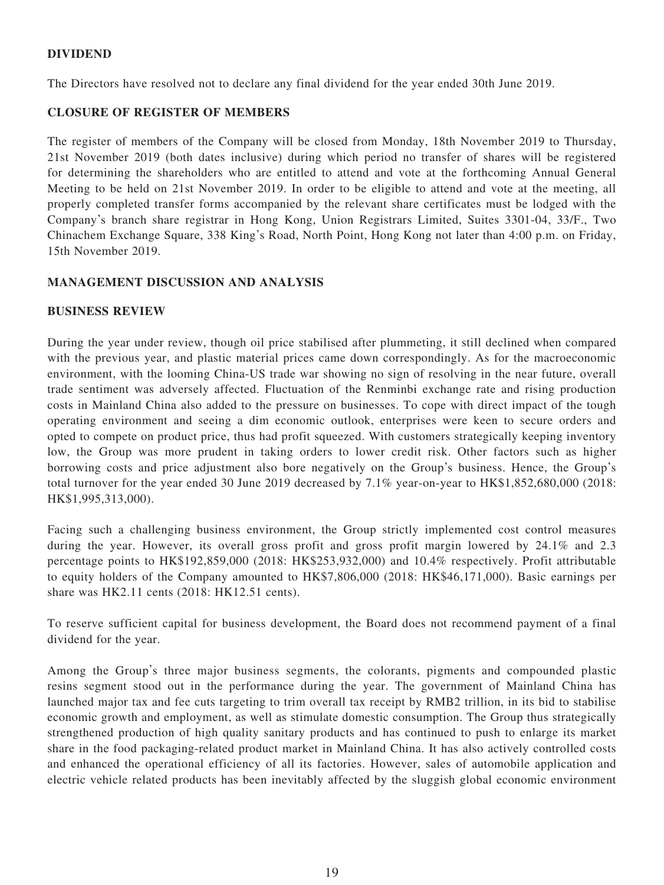## DIVIDEND

The Directors have resolved not to declare any final dividend for the year ended 30th June 2019.

## CLOSURE OF REGISTER OF MEMBERS

The register of members of the Company will be closed from Monday, 18th November 2019 to Thursday, 21st November 2019 (both dates inclusive) during which period no transfer of shares will be registered for determining the shareholders who are entitled to attend and vote at the forthcoming Annual General Meeting to be held on 21st November 2019. In order to be eligible to attend and vote at the meeting, all properly completed transfer forms accompanied by the relevant share certificates must be lodged with the Company's branch share registrar in Hong Kong, Union Registrars Limited, Suites 3301-04, 33/F., Two Chinachem Exchange Square, 338 King's Road, North Point, Hong Kong not later than 4:00 p.m. on Friday, 15th November 2019.

## MANAGEMENT DISCUSSION AND ANALYSIS

## BUSINESS REVIEW

During the year under review, though oil price stabilised after plummeting, it still declined when compared with the previous year, and plastic material prices came down correspondingly. As for the macroeconomic environment, with the looming China-US trade war showing no sign of resolving in the near future, overall trade sentiment was adversely affected. Fluctuation of the Renminbi exchange rate and rising production costs in Mainland China also added to the pressure on businesses. To cope with direct impact of the tough operating environment and seeing a dim economic outlook, enterprises were keen to secure orders and opted to compete on product price, thus had profit squeezed. With customers strategically keeping inventory low, the Group was more prudent in taking orders to lower credit risk. Other factors such as higher borrowing costs and price adjustment also bore negatively on the Group's business. Hence, the Group's total turnover for the year ended 30 June 2019 decreased by 7.1% year-on-year to HK$1,852,680,000 (2018: HK$1,995,313,000).

Facing such a challenging business environment, the Group strictly implemented cost control measures during the year. However, its overall gross profit and gross profit margin lowered by 24.1% and 2.3 percentage points to HK$192,859,000 (2018: HK$253,932,000) and 10.4% respectively. Profit attributable to equity holders of the Company amounted to HK$7,806,000 (2018: HK$46,171,000). Basic earnings per share was HK2.11 cents (2018: HK12.51 cents).

To reserve sufficient capital for business development, the Board does not recommend payment of a final dividend for the year.

Among the Group's three major business segments, the colorants, pigments and compounded plastic resins segment stood out in the performance during the year. The government of Mainland China has launched major tax and fee cuts targeting to trim overall tax receipt by RMB2 trillion, in its bid to stabilise economic growth and employment, as well as stimulate domestic consumption. The Group thus strategically strengthened production of high quality sanitary products and has continued to push to enlarge its market share in the food packaging-related product market in Mainland China. It has also actively controlled costs and enhanced the operational efficiency of all its factories. However, sales of automobile application and electric vehicle related products has been inevitably affected by the sluggish global economic environment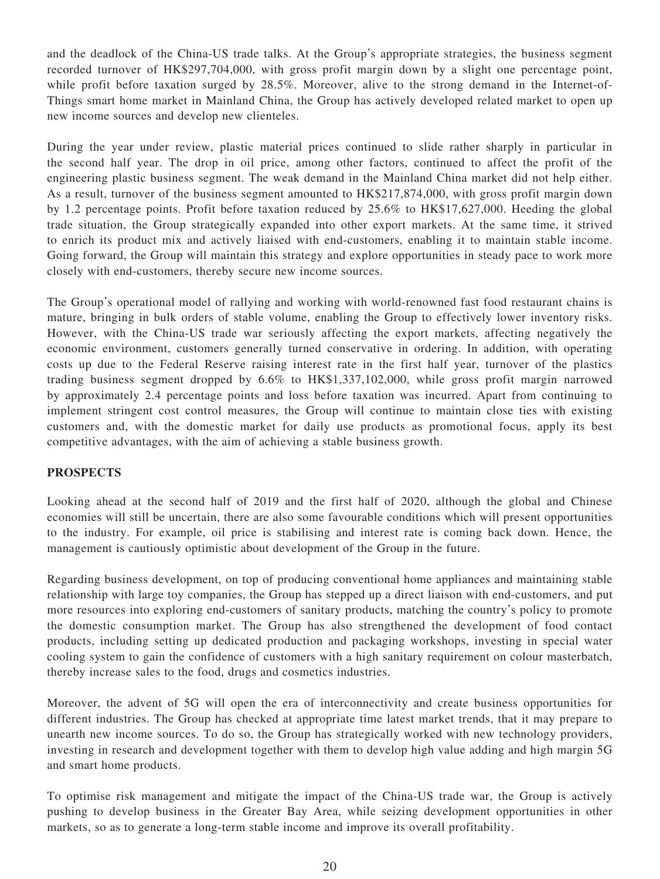and the deadlock of the China-US trade talks. At the Group's appropriate strategies, the business segment recorded turnover of HK$297,704,000, with gross profit margin down by a slight one percentage point, while profit before taxation surged by 28.5%. Moreover, alive to the strong demand in the Internet-of-Things smart home market in Mainland China, the Group has actively developed related market to open up new income sources and develop new clienteles.

During the year under review, plastic material prices continued to slide rather sharply in particular in the second half year. The drop in oil price, among other factors, continued to affect the profit of the engineering plastic business segment. The weak demand in the Mainland China market did not help either. As a result, turnover of the business segment amounted to HK$217,874,000, with gross profit margin down by 1.2 percentage points. Profit before taxation reduced by 25.6% to HK$17,627,000. Heeding the global trade situation, the Group strategically expanded into other export markets. At the same time, it strived to enrich its product mix and actively liaised with end-customers, enabling it to maintain stable income. Going forward, the Group will maintain this strategy and explore opportunities in steady pace to work more closely with end-customers, thereby secure new income sources.

The Group's operational model of rallying and working with world-renowned fast food restaurant chains is mature, bringing in bulk orders of stable volume, enabling the Group to effectively lower inventory risks. However, with the China-US trade war seriously affecting the export markets, affecting negatively the economic environment, customers generally turned conservative in ordering. In addition, with operating costs up due to the Federal Reserve raising interest rate in the first half year, turnover of the plastics trading business segment dropped by 6.6% to HK$1,337,102,000, while gross profit margin narrowed by approximately 2.4 percentage points and loss before taxation was incurred. Apart from continuing to implement stringent cost control measures, the Group will continue to maintain close ties with existing customers and, with the domestic market for daily use products as promotional focus, apply its best competitive advantages, with the aim of achieving a stable business growth.

## PROSPECTS

Looking ahead at the second half of 2019 and the first half of 2020, although the global and Chinese economies will still be uncertain, there are also some favourable conditions which will present opportunities to the industry. For example, oil price is stabilising and interest rate is coming back down. Hence, the management is cautiously optimistic about development of the Group in the future.

Regarding business development, on top of producing conventional home appliances and maintaining stable relationship with large toy companies, the Group has stepped up a direct liaison with end-customers, and put more resources into exploring end-customers of sanitary products, matching the country's policy to promote the domestic consumption market. The Group has also strengthened the development of food contact products, including setting up dedicated production and packaging workshops, investing in special water cooling system to gain the confidence of customers with a high sanitary requirement on colour masterbatch, thereby increase sales to the food, drugs and cosmetics industries.

Moreover, the advent of 5G will open the era of interconnectivity and create business opportunities for different industries. The Group has checked at appropriate time latest market trends, that it may prepare to unearth new income sources. To do so, the Group has strategically worked with new technology providers, investing in research and development together with them to develop high value adding and high margin 5G and smart home products.

To optimise risk management and mitigate the impact of the China-US trade war, the Group is actively pushing to develop business in the Greater Bay Area, while seizing development opportunities in other markets, so as to generate a long-term stable income and improve its overall profitability.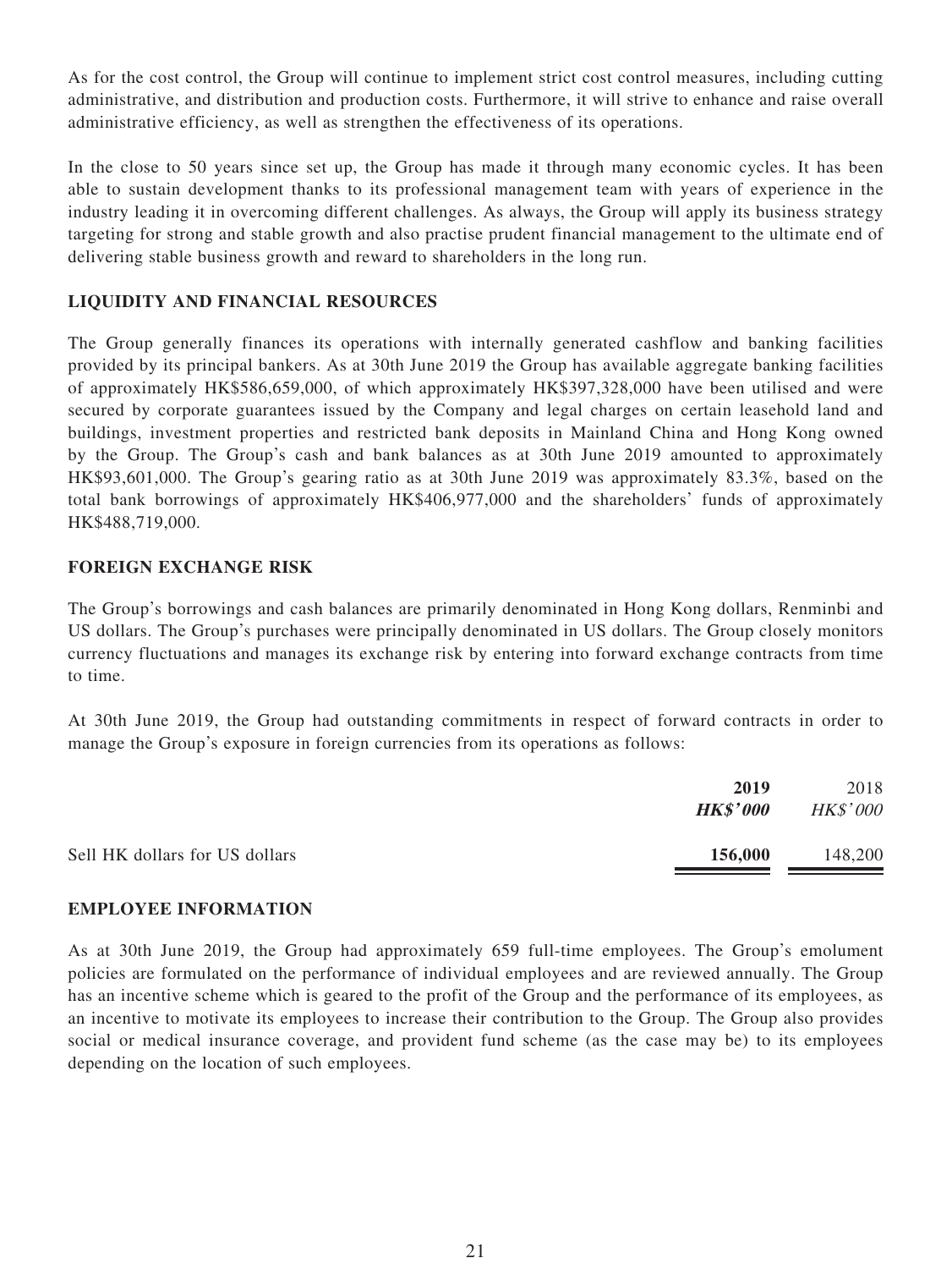As for the cost control, the Group will continue to implement strict cost control measures, including cutting administrative, and distribution and production costs. Furthermore, it will strive to enhance and raise overall administrative efficiency, as well as strengthen the effectiveness of its operations.

In the close to 50 years since set up, the Group has made it through many economic cycles. It has been able to sustain development thanks to its professional management team with years of experience in the industry leading it in overcoming different challenges. As always, the Group will apply its business strategy targeting for strong and stable growth and also practise prudent financial management to the ultimate end of delivering stable business growth and reward to shareholders in the long run.

## LIQUIDITY AND FINANCIAL RESOURCES

The Group generally finances its operations with internally generated cashflow and banking facilities provided by its principal bankers. As at 30th June 2019 the Group has available aggregate banking facilities of approximately HK$586,659,000, of which approximately HK$397,328,000 have been utilised and were secured by corporate guarantees issued by the Company and legal charges on certain leasehold land and buildings, investment properties and restricted bank deposits in Mainland China and Hong Kong owned by the Group. The Group's cash and bank balances as at 30th June 2019 amounted to approximately HK$93,601,000. The Group's gearing ratio as at 30th June 2019 was approximately 83.3%, based on the total bank borrowings of approximately HK$406,977,000 and the shareholders' funds of approximately HK$488,719,000.

## FOREIGN EXCHANGE RISK

The Group's borrowings and cash balances are primarily denominated in Hong Kong dollars, Renminbi and US dollars. The Group's purchases were principally denominated in US dollars. The Group closely monitors currency fluctuations and manages its exchange risk by entering into forward exchange contracts from time to time.

At 30th June 2019, the Group had outstanding commitments in respect of forward contracts in order to manage the Group's exposure in foreign currencies from its operations as follows:

| | **2019** | 2018 |
|---|---|---|
| | ***HK$'000*** | *HK$'000* |
| Sell HK dollars for US dollars | **156,000** | 148,200 |

## EMPLOYEE INFORMATION

As at 30th June 2019, the Group had approximately 659 full-time employees. The Group's emolument policies are formulated on the performance of individual employees and are reviewed annually. The Group has an incentive scheme which is geared to the profit of the Group and the performance of its employees, as an incentive to motivate its employees to increase their contribution to the Group. The Group also provides social or medical insurance coverage, and provident fund scheme (as the case may be) to its employees depending on the location of such employees.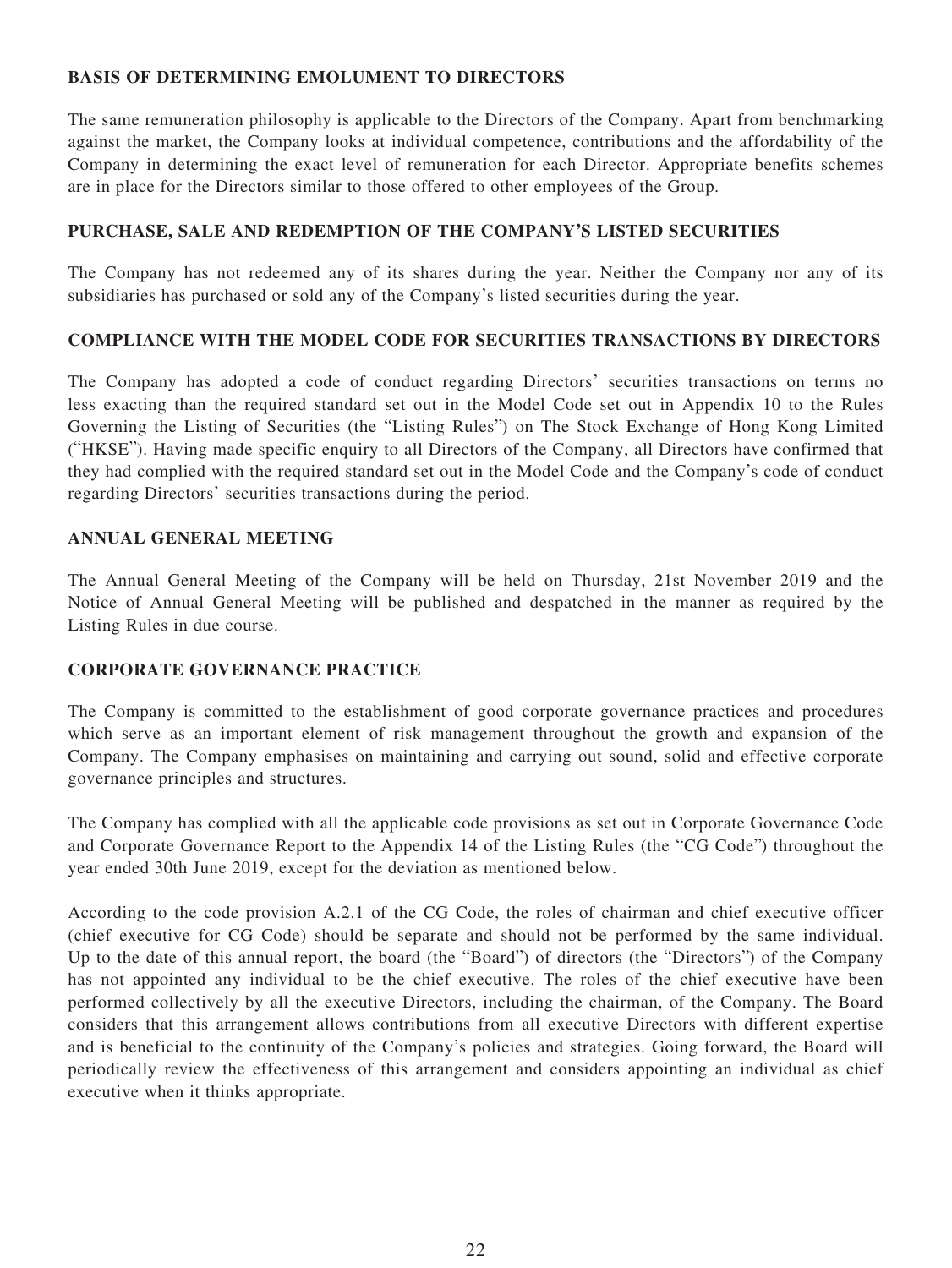## BASIS OF DETERMINING EMOLUMENT TO DIRECTORS

The same remuneration philosophy is applicable to the Directors of the Company. Apart from benchmarking against the market, the Company looks at individual competence, contributions and the affordability of the Company in determining the exact level of remuneration for each Director. Appropriate benefits schemes are in place for the Directors similar to those offered to other employees of the Group.

## PURCHASE, SALE AND REDEMPTION OF THE COMPANY'S LISTED SECURITIES

The Company has not redeemed any of its shares during the year. Neither the Company nor any of its subsidiaries has purchased or sold any of the Company's listed securities during the year.

## COMPLIANCE WITH THE MODEL CODE FOR SECURITIES TRANSACTIONS BY DIRECTORS

The Company has adopted a code of conduct regarding Directors' securities transactions on terms no less exacting than the required standard set out in the Model Code set out in Appendix 10 to the Rules Governing the Listing of Securities (the "Listing Rules") on The Stock Exchange of Hong Kong Limited ("HKSE"). Having made specific enquiry to all Directors of the Company, all Directors have confirmed that they had complied with the required standard set out in the Model Code and the Company's code of conduct regarding Directors' securities transactions during the period.

## ANNUAL GENERAL MEETING

The Annual General Meeting of the Company will be held on Thursday, 21st November 2019 and the Notice of Annual General Meeting will be published and despatched in the manner as required by the Listing Rules in due course.

## CORPORATE GOVERNANCE PRACTICE

The Company is committed to the establishment of good corporate governance practices and procedures which serve as an important element of risk management throughout the growth and expansion of the Company. The Company emphasises on maintaining and carrying out sound, solid and effective corporate governance principles and structures.

The Company has complied with all the applicable code provisions as set out in Corporate Governance Code and Corporate Governance Report to the Appendix 14 of the Listing Rules (the "CG Code") throughout the year ended 30th June 2019, except for the deviation as mentioned below.

According to the code provision A.2.1 of the CG Code, the roles of chairman and chief executive officer (chief executive for CG Code) should be separate and should not be performed by the same individual. Up to the date of this annual report, the board (the "Board") of directors (the "Directors") of the Company has not appointed any individual to be the chief executive. The roles of the chief executive have been performed collectively by all the executive Directors, including the chairman, of the Company. The Board considers that this arrangement allows contributions from all executive Directors with different expertise and is beneficial to the continuity of the Company's policies and strategies. Going forward, the Board will periodically review the effectiveness of this arrangement and considers appointing an individual as chief executive when it thinks appropriate.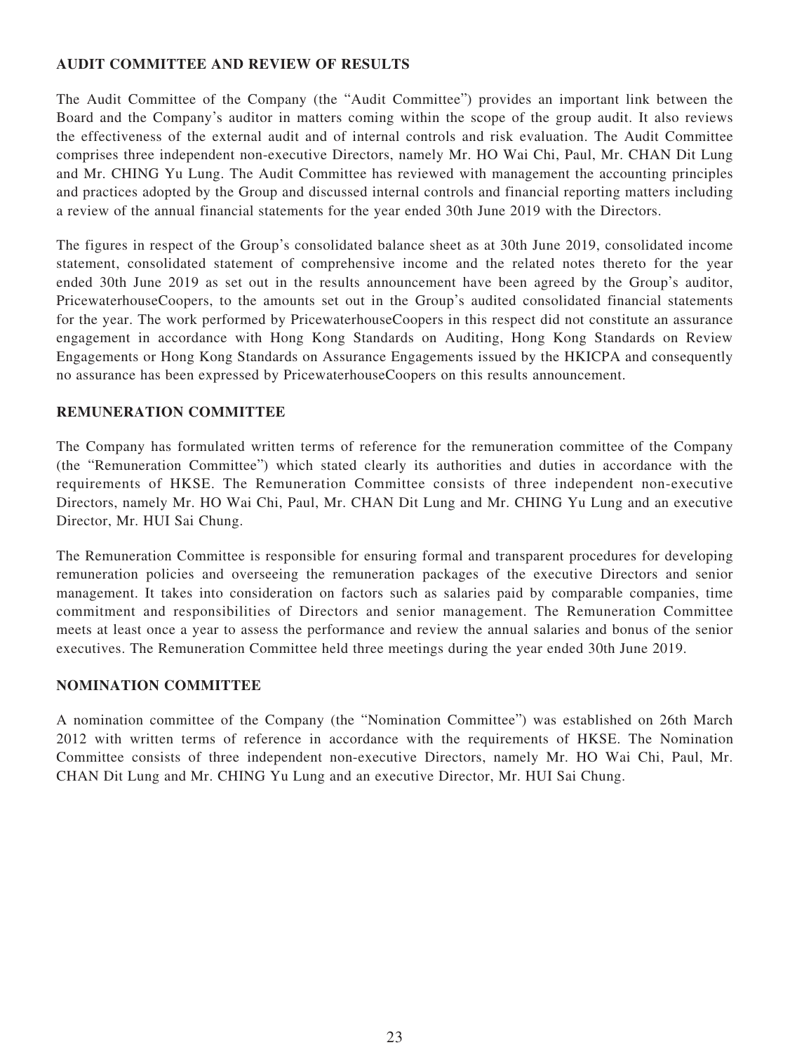## AUDIT COMMITTEE AND REVIEW OF RESULTS

The Audit Committee of the Company (the "Audit Committee") provides an important link between the Board and the Company's auditor in matters coming within the scope of the group audit. It also reviews the effectiveness of the external audit and of internal controls and risk evaluation. The Audit Committee comprises three independent non-executive Directors, namely Mr. HO Wai Chi, Paul, Mr. CHAN Dit Lung and Mr. CHING Yu Lung. The Audit Committee has reviewed with management the accounting principles and practices adopted by the Group and discussed internal controls and financial reporting matters including a review of the annual financial statements for the year ended 30th June 2019 with the Directors.

The figures in respect of the Group's consolidated balance sheet as at 30th June 2019, consolidated income statement, consolidated statement of comprehensive income and the related notes thereto for the year ended 30th June 2019 as set out in the results announcement have been agreed by the Group's auditor, PricewaterhouseCoopers, to the amounts set out in the Group's audited consolidated financial statements for the year. The work performed by PricewaterhouseCoopers in this respect did not constitute an assurance engagement in accordance with Hong Kong Standards on Auditing, Hong Kong Standards on Review Engagements or Hong Kong Standards on Assurance Engagements issued by the HKICPA and consequently no assurance has been expressed by PricewaterhouseCoopers on this results announcement.

## REMUNERATION COMMITTEE

The Company has formulated written terms of reference for the remuneration committee of the Company (the "Remuneration Committee") which stated clearly its authorities and duties in accordance with the requirements of HKSE. The Remuneration Committee consists of three independent non-executive Directors, namely Mr. HO Wai Chi, Paul, Mr. CHAN Dit Lung and Mr. CHING Yu Lung and an executive Director, Mr. HUI Sai Chung.

The Remuneration Committee is responsible for ensuring formal and transparent procedures for developing remuneration policies and overseeing the remuneration packages of the executive Directors and senior management. It takes into consideration on factors such as salaries paid by comparable companies, time commitment and responsibilities of Directors and senior management. The Remuneration Committee meets at least once a year to assess the performance and review the annual salaries and bonus of the senior executives. The Remuneration Committee held three meetings during the year ended 30th June 2019.

## NOMINATION COMMITTEE

A nomination committee of the Company (the "Nomination Committee") was established on 26th March 2012 with written terms of reference in accordance with the requirements of HKSE. The Nomination Committee consists of three independent non-executive Directors, namely Mr. HO Wai Chi, Paul, Mr. CHAN Dit Lung and Mr. CHING Yu Lung and an executive Director, Mr. HUI Sai Chung.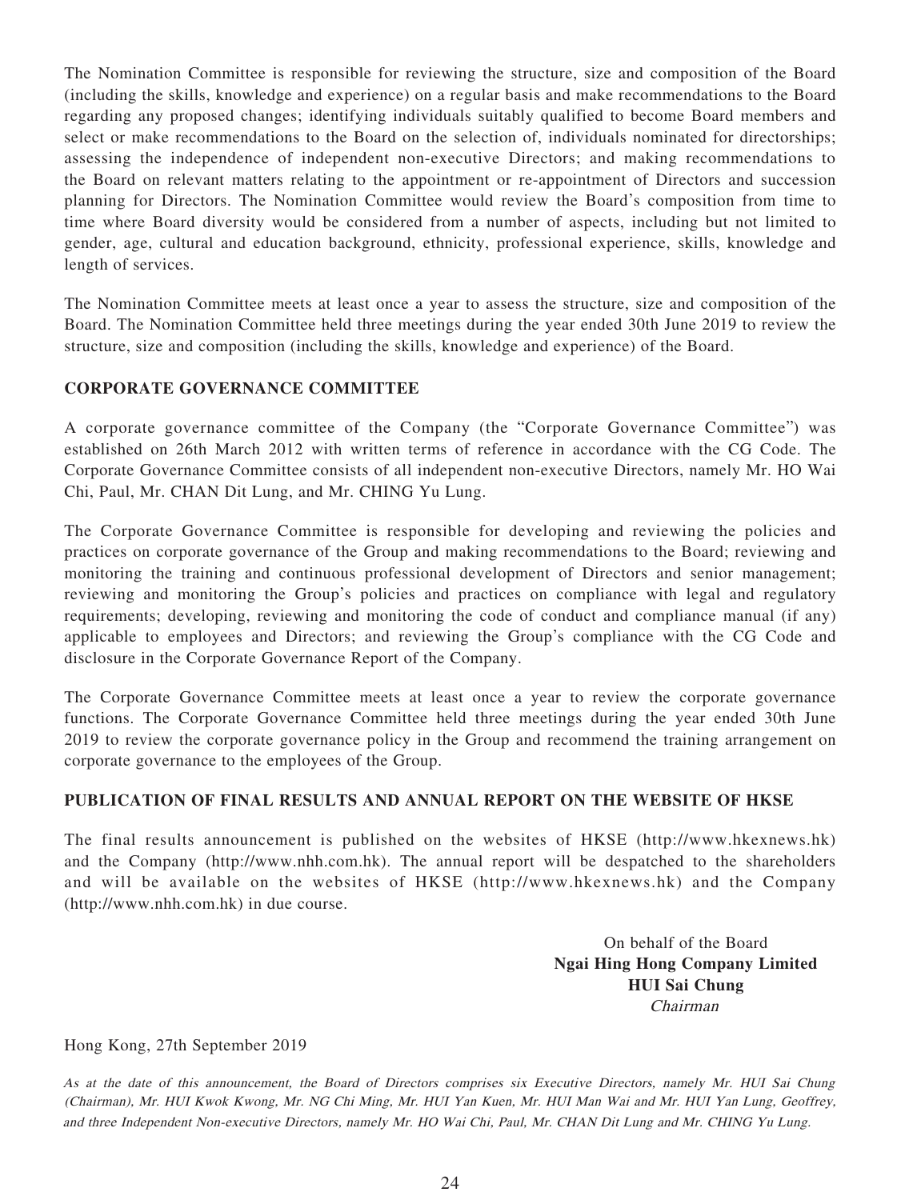The Nomination Committee is responsible for reviewing the structure, size and composition of the Board (including the skills, knowledge and experience) on a regular basis and make recommendations to the Board regarding any proposed changes; identifying individuals suitably qualified to become Board members and select or make recommendations to the Board on the selection of, individuals nominated for directorships; assessing the independence of independent non-executive Directors; and making recommendations to the Board on relevant matters relating to the appointment or re-appointment of Directors and succession planning for Directors. The Nomination Committee would review the Board's composition from time to time where Board diversity would be considered from a number of aspects, including but not limited to gender, age, cultural and education background, ethnicity, professional experience, skills, knowledge and length of services.

The Nomination Committee meets at least once a year to assess the structure, size and composition of the Board. The Nomination Committee held three meetings during the year ended 30th June 2019 to review the structure, size and composition (including the skills, knowledge and experience) of the Board.

## CORPORATE GOVERNANCE COMMITTEE

A corporate governance committee of the Company (the "Corporate Governance Committee") was established on 26th March 2012 with written terms of reference in accordance with the CG Code. The Corporate Governance Committee consists of all independent non-executive Directors, namely Mr. HO Wai Chi, Paul, Mr. CHAN Dit Lung, and Mr. CHING Yu Lung.

The Corporate Governance Committee is responsible for developing and reviewing the policies and practices on corporate governance of the Group and making recommendations to the Board; reviewing and monitoring the training and continuous professional development of Directors and senior management; reviewing and monitoring the Group's policies and practices on compliance with legal and regulatory requirements; developing, reviewing and monitoring the code of conduct and compliance manual (if any) applicable to employees and Directors; and reviewing the Group's compliance with the CG Code and disclosure in the Corporate Governance Report of the Company.

The Corporate Governance Committee meets at least once a year to review the corporate governance functions. The Corporate Governance Committee held three meetings during the year ended 30th June 2019 to review the corporate governance policy in the Group and recommend the training arrangement on corporate governance to the employees of the Group.

## PUBLICATION OF FINAL RESULTS AND ANNUAL REPORT ON THE WEBSITE OF HKSE

The final results announcement is published on the websites of HKSE (http://www.hkexnews.hk) and the Company (http://www.nhh.com.hk). The annual report will be despatched to the shareholders and will be available on the websites of HKSE (http://www.hkexnews.hk) and the Company (http://www.nhh.com.hk) in due course.

On behalf of the Board
**Ngai Hing Hong Company Limited**
**HUI Sai Chung**
*Chairman*

Hong Kong, 27th September 2019

*As at the date of this announcement, the Board of Directors comprises six Executive Directors, namely Mr. HUI Sai Chung (Chairman), Mr. HUI Kwok Kwong, Mr. NG Chi Ming, Mr. HUI Yan Kuen, Mr. HUI Man Wai and Mr. HUI Yan Lung, Geoffrey, and three Independent Non-executive Directors, namely Mr. HO Wai Chi, Paul, Mr. CHAN Dit Lung and Mr. CHING Yu Lung.*